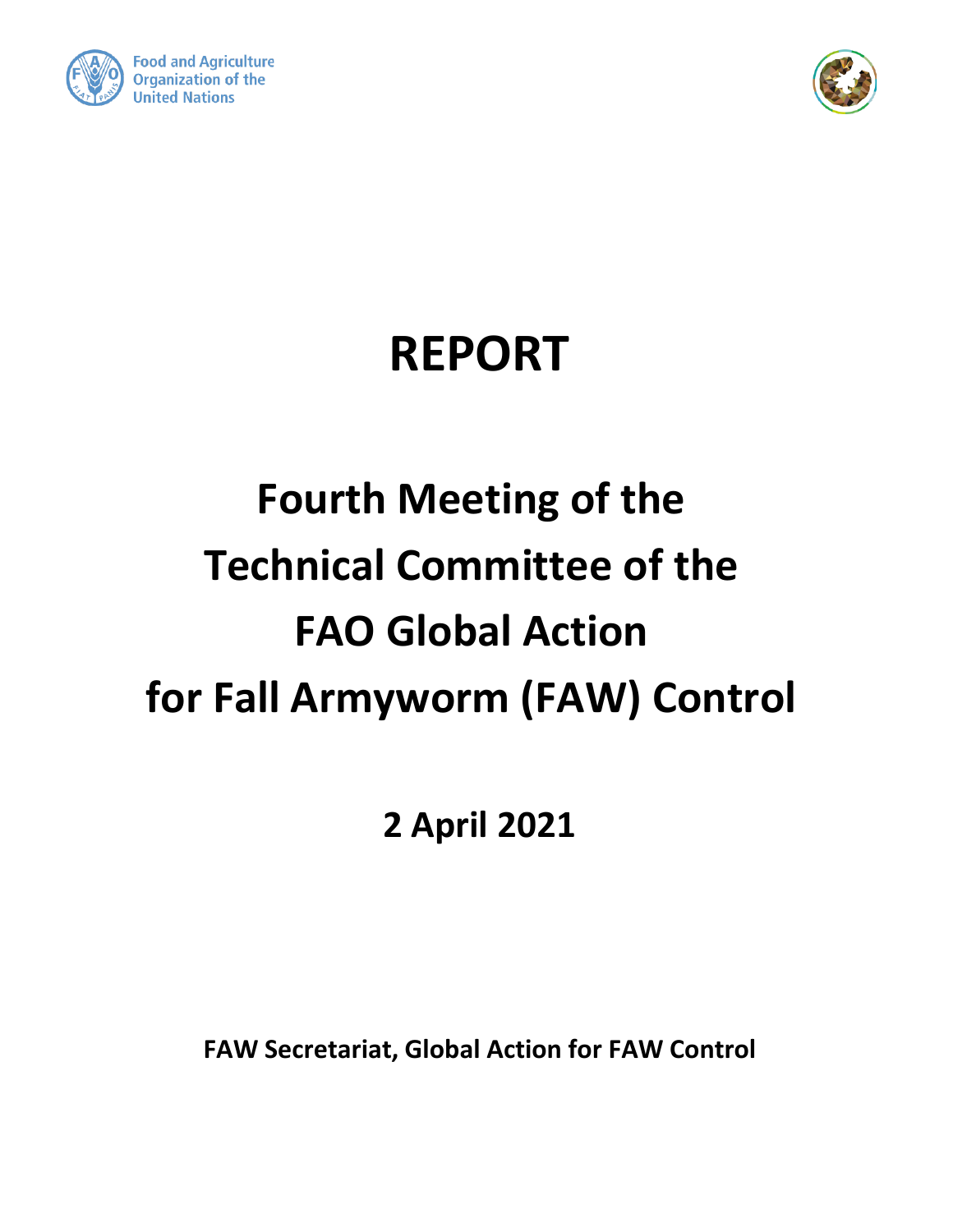Food and Agriculture Organization of the United Nations

# REPORT

# Fourth Meeting of the Technical Committee of the FAO Global Action for Fall Armyworm (FAW) Control

**2 April 2021**

**FAW Secretariat, Global Action for FAW Control**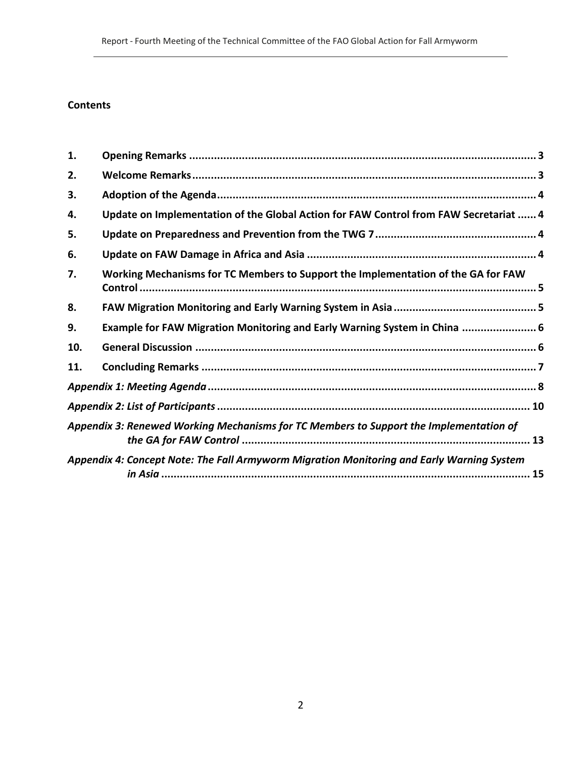## Contents

| | | |
|---|---|---|
| 1. | **Opening Remarks** | 3 |
| 2. | **Welcome Remarks** | 3 |
| 3. | **Adoption of the Agenda** | 4 |
| 4. | **Update on Implementation of the Global Action for FAW Control from FAW Secretariat** | 4 |
| 5. | **Update on Preparedness and Prevention from the TWG 7** | 4 |
| 6. | **Update on FAW Damage in Africa and Asia** | 4 |
| 7. | **Working Mechanisms for TC Members to Support the Implementation of the GA for FAW Control** | 5 |
| 8. | **FAW Migration Monitoring and Early Warning System in Asia** | 5 |
| 9. | **Example for FAW Migration Monitoring and Early Warning System in China** | 6 |
| 10. | **General Discussion** | 6 |
| 11. | **Concluding Remarks** | 7 |
| | ***Appendix 1: Meeting Agenda*** | 8 |
| | ***Appendix 2: List of Participants*** | 10 |
| | ***Appendix 3: Renewed Working Mechanisms for TC Members to Support the Implementation of the GA for FAW Control*** | 13 |
| | ***Appendix 4: Concept Note: The Fall Armyworm Migration Monitoring and Early Warning System in Asia*** | 15 |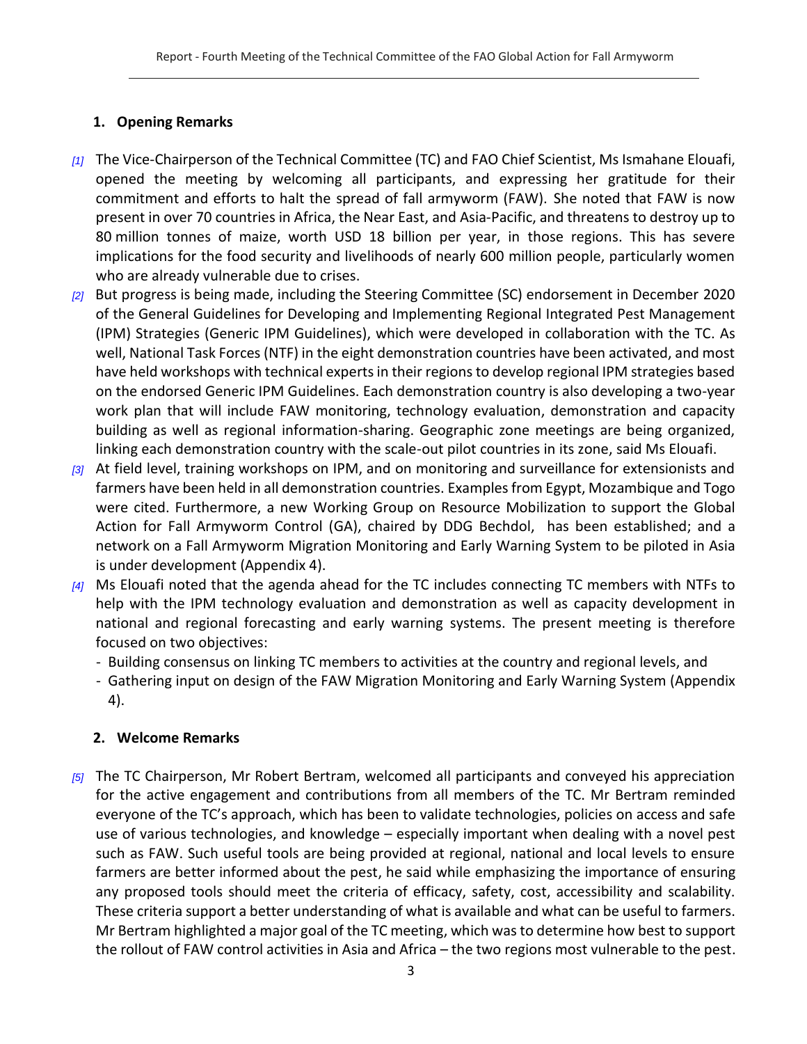## 1. Opening Remarks

*[1]* The Vice-Chairperson of the Technical Committee (TC) and FAO Chief Scientist, Ms Ismahane Elouafi, opened the meeting by welcoming all participants, and expressing her gratitude for their commitment and efforts to halt the spread of fall armyworm (FAW). She noted that FAW is now present in over 70 countries in Africa, the Near East, and Asia-Pacific, and threatens to destroy up to 80 million tonnes of maize, worth USD 18 billion per year, in those regions. This has severe implications for the food security and livelihoods of nearly 600 million people, particularly women who are already vulnerable due to crises.

*[2]* But progress is being made, including the Steering Committee (SC) endorsement in December 2020 of the General Guidelines for Developing and Implementing Regional Integrated Pest Management (IPM) Strategies (Generic IPM Guidelines), which were developed in collaboration with the TC. As well, National Task Forces (NTF) in the eight demonstration countries have been activated, and most have held workshops with technical experts in their regions to develop regional IPM strategies based on the endorsed Generic IPM Guidelines. Each demonstration country is also developing a two-year work plan that will include FAW monitoring, technology evaluation, demonstration and capacity building as well as regional information-sharing. Geographic zone meetings are being organized, linking each demonstration country with the scale-out pilot countries in its zone, said Ms Elouafi.

*[3]* At field level, training workshops on IPM, and on monitoring and surveillance for extensionists and farmers have been held in all demonstration countries. Examples from Egypt, Mozambique and Togo were cited. Furthermore, a new Working Group on Resource Mobilization to support the Global Action for Fall Armyworm Control (GA), chaired by DDG Bechdol, has been established; and a network on a Fall Armyworm Migration Monitoring and Early Warning System to be piloted in Asia is under development (Appendix 4).

*[4]* Ms Elouafi noted that the agenda ahead for the TC includes connecting TC members with NTFs to help with the IPM technology evaluation and demonstration as well as capacity development in national and regional forecasting and early warning systems. The present meeting is therefore focused on two objectives:

- Building consensus on linking TC members to activities at the country and regional levels, and
- Gathering input on design of the FAW Migration Monitoring and Early Warning System (Appendix 4).

## 2. Welcome Remarks

*[5]* The TC Chairperson, Mr Robert Bertram, welcomed all participants and conveyed his appreciation for the active engagement and contributions from all members of the TC. Mr Bertram reminded everyone of the TC's approach, which has been to validate technologies, policies on access and safe use of various technologies, and knowledge – especially important when dealing with a novel pest such as FAW. Such useful tools are being provided at regional, national and local levels to ensure farmers are better informed about the pest, he said while emphasizing the importance of ensuring any proposed tools should meet the criteria of efficacy, safety, cost, accessibility and scalability. These criteria support a better understanding of what is available and what can be useful to farmers. Mr Bertram highlighted a major goal of the TC meeting, which was to determine how best to support the rollout of FAW control activities in Asia and Africa – the two regions most vulnerable to the pest.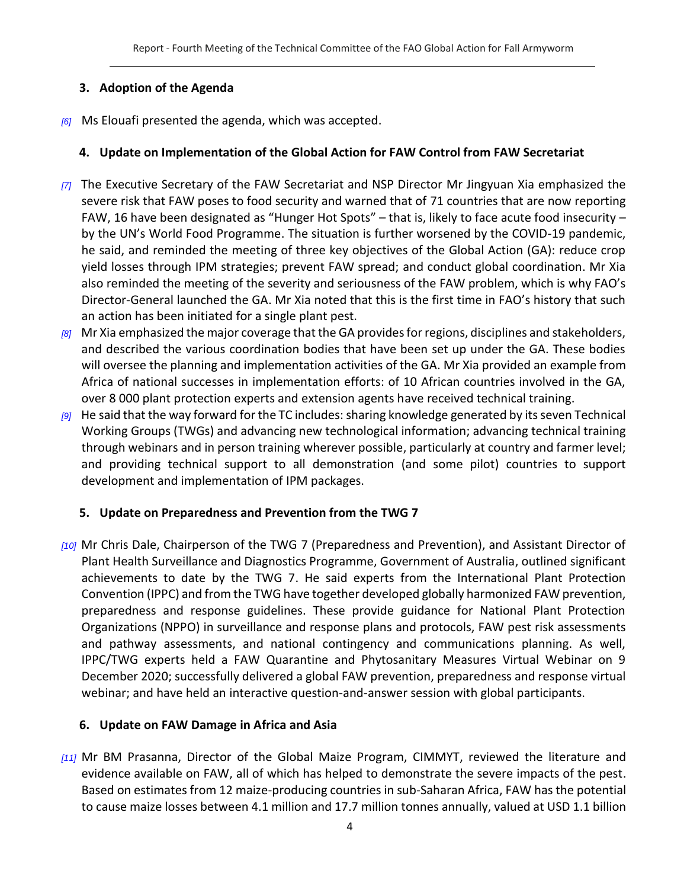## 3. Adoption of the Agenda

*[6]* Ms Elouafi presented the agenda, which was accepted.

## 4. Update on Implementation of the Global Action for FAW Control from FAW Secretariat

*[7]* The Executive Secretary of the FAW Secretariat and NSP Director Mr Jingyuan Xia emphasized the severe risk that FAW poses to food security and warned that of 71 countries that are now reporting FAW, 16 have been designated as "Hunger Hot Spots" – that is, likely to face acute food insecurity – by the UN's World Food Programme. The situation is further worsened by the COVID-19 pandemic, he said, and reminded the meeting of three key objectives of the Global Action (GA): reduce crop yield losses through IPM strategies; prevent FAW spread; and conduct global coordination. Mr Xia also reminded the meeting of the severity and seriousness of the FAW problem, which is why FAO's Director-General launched the GA. Mr Xia noted that this is the first time in FAO's history that such an action has been initiated for a single plant pest.

*[8]* Mr Xia emphasized the major coverage that the GA provides for regions, disciplines and stakeholders, and described the various coordination bodies that have been set up under the GA. These bodies will oversee the planning and implementation activities of the GA. Mr Xia provided an example from Africa of national successes in implementation efforts: of 10 African countries involved in the GA, over 8 000 plant protection experts and extension agents have received technical training.

*[9]* He said that the way forward for the TC includes: sharing knowledge generated by its seven Technical Working Groups (TWGs) and advancing new technological information; advancing technical training through webinars and in person training wherever possible, particularly at country and farmer level; and providing technical support to all demonstration (and some pilot) countries to support development and implementation of IPM packages.

## 5. Update on Preparedness and Prevention from the TWG 7

*[10]* Mr Chris Dale, Chairperson of the TWG 7 (Preparedness and Prevention), and Assistant Director of Plant Health Surveillance and Diagnostics Programme, Government of Australia, outlined significant achievements to date by the TWG 7. He said experts from the International Plant Protection Convention (IPPC) and from the TWG have together developed globally harmonized FAW prevention, preparedness and response guidelines. These provide guidance for National Plant Protection Organizations (NPPO) in surveillance and response plans and protocols, FAW pest risk assessments and pathway assessments, and national contingency and communications planning. As well, IPPC/TWG experts held a FAW Quarantine and Phytosanitary Measures Virtual Webinar on 9 December 2020; successfully delivered a global FAW prevention, preparedness and response virtual webinar; and have held an interactive question-and-answer session with global participants.

## 6. Update on FAW Damage in Africa and Asia

*[11]* Mr BM Prasanna, Director of the Global Maize Program, CIMMYT, reviewed the literature and evidence available on FAW, all of which has helped to demonstrate the severe impacts of the pest. Based on estimates from 12 maize-producing countries in sub-Saharan Africa, FAW has the potential to cause maize losses between 4.1 million and 17.7 million tonnes annually, valued at USD 1.1 billion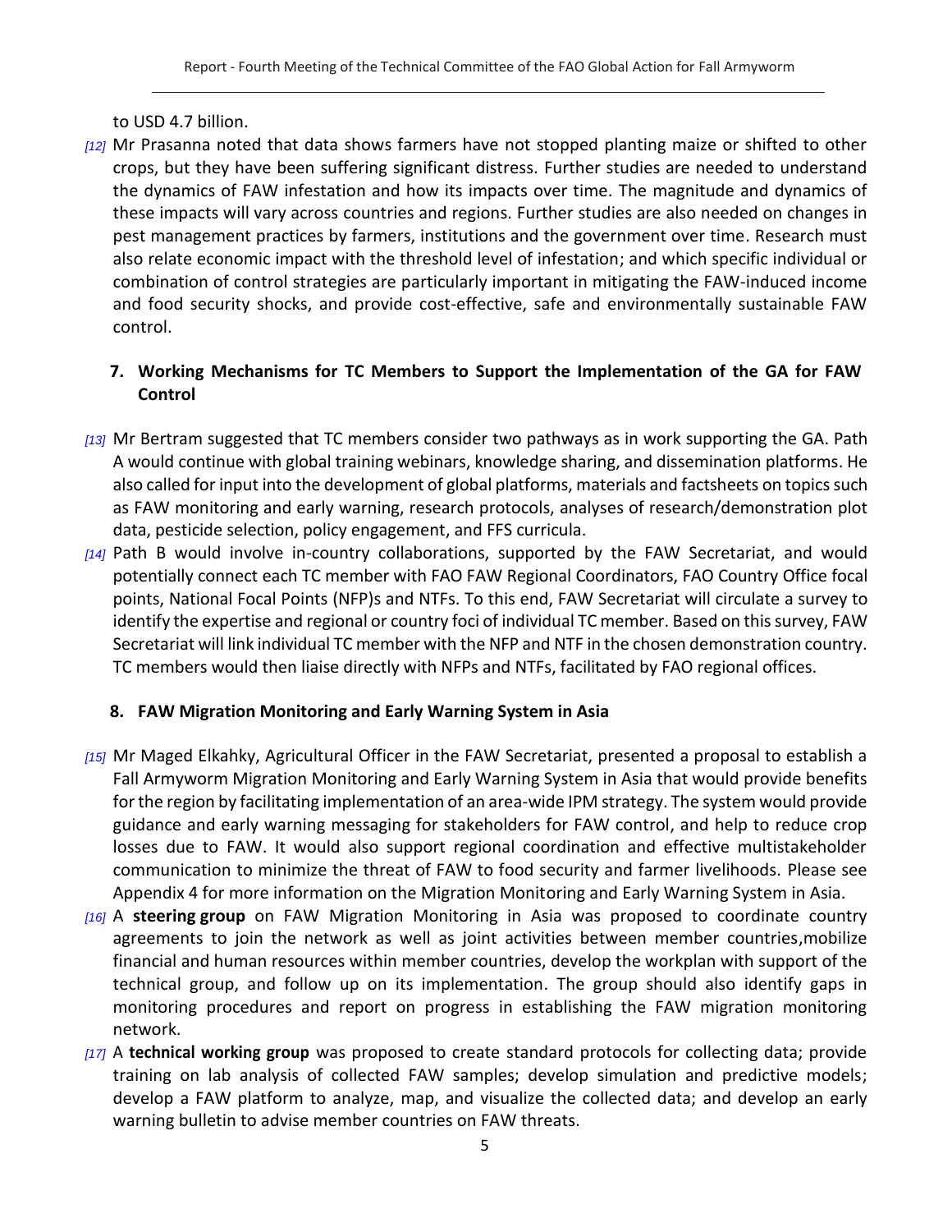to USD 4.7 billion.

*[12]* Mr Prasanna noted that data shows farmers have not stopped planting maize or shifted to other crops, but they have been suffering significant distress. Further studies are needed to understand the dynamics of FAW infestation and how its impacts over time. The magnitude and dynamics of these impacts will vary across countries and regions. Further studies are also needed on changes in pest management practices by farmers, institutions and the government over time. Research must also relate economic impact with the threshold level of infestation; and which specific individual or combination of control strategies are particularly important in mitigating the FAW-induced income and food security shocks, and provide cost-effective, safe and environmentally sustainable FAW control.

## 7. Working Mechanisms for TC Members to Support the Implementation of the GA for FAW Control

*[13]* Mr Bertram suggested that TC members consider two pathways as in work supporting the GA. Path A would continue with global training webinars, knowledge sharing, and dissemination platforms. He also called for input into the development of global platforms, materials and factsheets on topics such as FAW monitoring and early warning, research protocols, analyses of research/demonstration plot data, pesticide selection, policy engagement, and FFS curricula.

*[14]* Path B would involve in-country collaborations, supported by the FAW Secretariat, and would potentially connect each TC member with FAO FAW Regional Coordinators, FAO Country Office focal points, National Focal Points (NFP)s and NTFs. To this end, FAW Secretariat will circulate a survey to identify the expertise and regional or country foci of individual TC member. Based on this survey, FAW Secretariat will link individual TC member with the NFP and NTF in the chosen demonstration country. TC members would then liaise directly with NFPs and NTFs, facilitated by FAO regional offices.

## 8. FAW Migration Monitoring and Early Warning System in Asia

*[15]* Mr Maged Elkahky, Agricultural Officer in the FAW Secretariat, presented a proposal to establish a Fall Armyworm Migration Monitoring and Early Warning System in Asia that would provide benefits for the region by facilitating implementation of an area-wide IPM strategy. The system would provide guidance and early warning messaging for stakeholders for FAW control, and help to reduce crop losses due to FAW. It would also support regional coordination and effective multistakeholder communication to minimize the threat of FAW to food security and farmer livelihoods. Please see Appendix 4 for more information on the Migration Monitoring and Early Warning System in Asia.

*[16]* A **steering group** on FAW Migration Monitoring in Asia was proposed to coordinate country agreements to join the network as well as joint activities between member countries,mobilize financial and human resources within member countries, develop the workplan with support of the technical group, and follow up on its implementation. The group should also identify gaps in monitoring procedures and report on progress in establishing the FAW migration monitoring network.

*[17]* A **technical working group** was proposed to create standard protocols for collecting data; provide training on lab analysis of collected FAW samples; develop simulation and predictive models; develop a FAW platform to analyze, map, and visualize the collected data; and develop an early warning bulletin to advise member countries on FAW threats.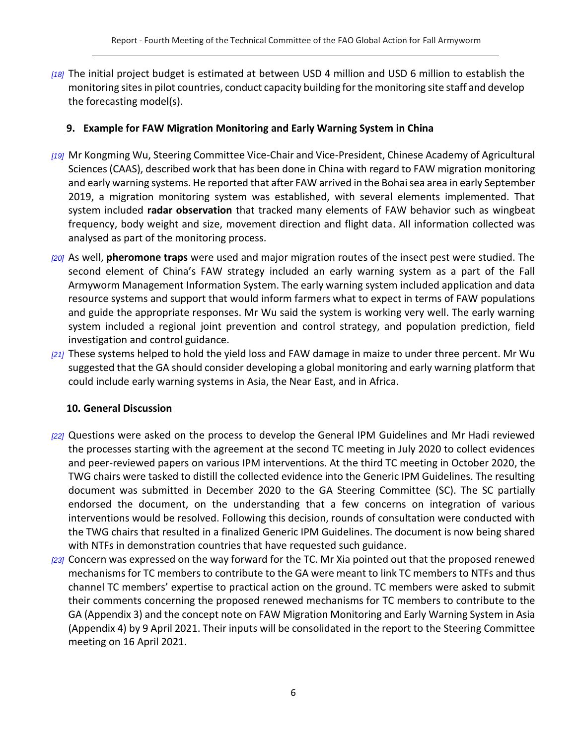*[18]* The initial project budget is estimated at between USD 4 million and USD 6 million to establish the monitoring sites in pilot countries, conduct capacity building for the monitoring site staff and develop the forecasting model(s).

## 9. Example for FAW Migration Monitoring and Early Warning System in China

*[19]* Mr Kongming Wu, Steering Committee Vice-Chair and Vice-President, Chinese Academy of Agricultural Sciences (CAAS), described work that has been done in China with regard to FAW migration monitoring and early warning systems. He reported that after FAW arrived in the Bohai sea area in early September 2019, a migration monitoring system was established, with several elements implemented. That system included **radar observation** that tracked many elements of FAW behavior such as wingbeat frequency, body weight and size, movement direction and flight data. All information collected was analysed as part of the monitoring process.

*[20]* As well, **pheromone traps** were used and major migration routes of the insect pest were studied. The second element of China's FAW strategy included an early warning system as a part of the Fall Armyworm Management Information System. The early warning system included application and data resource systems and support that would inform farmers what to expect in terms of FAW populations and guide the appropriate responses. Mr Wu said the system is working very well. The early warning system included a regional joint prevention and control strategy, and population prediction, field investigation and control guidance.

*[21]* These systems helped to hold the yield loss and FAW damage in maize to under three percent. Mr Wu suggested that the GA should consider developing a global monitoring and early warning platform that could include early warning systems in Asia, the Near East, and in Africa.

## 10. General Discussion

*[22]* Questions were asked on the process to develop the General IPM Guidelines and Mr Hadi reviewed the processes starting with the agreement at the second TC meeting in July 2020 to collect evidences and peer-reviewed papers on various IPM interventions. At the third TC meeting in October 2020, the TWG chairs were tasked to distill the collected evidence into the Generic IPM Guidelines. The resulting document was submitted in December 2020 to the GA Steering Committee (SC). The SC partially endorsed the document, on the understanding that a few concerns on integration of various interventions would be resolved. Following this decision, rounds of consultation were conducted with the TWG chairs that resulted in a finalized Generic IPM Guidelines. The document is now being shared with NTFs in demonstration countries that have requested such guidance.

*[23]* Concern was expressed on the way forward for the TC. Mr Xia pointed out that the proposed renewed mechanisms for TC members to contribute to the GA were meant to link TC members to NTFs and thus channel TC members' expertise to practical action on the ground. TC members were asked to submit their comments concerning the proposed renewed mechanisms for TC members to contribute to the GA (Appendix 3) and the concept note on FAW Migration Monitoring and Early Warning System in Asia (Appendix 4) by 9 April 2021. Their inputs will be consolidated in the report to the Steering Committee meeting on 16 April 2021.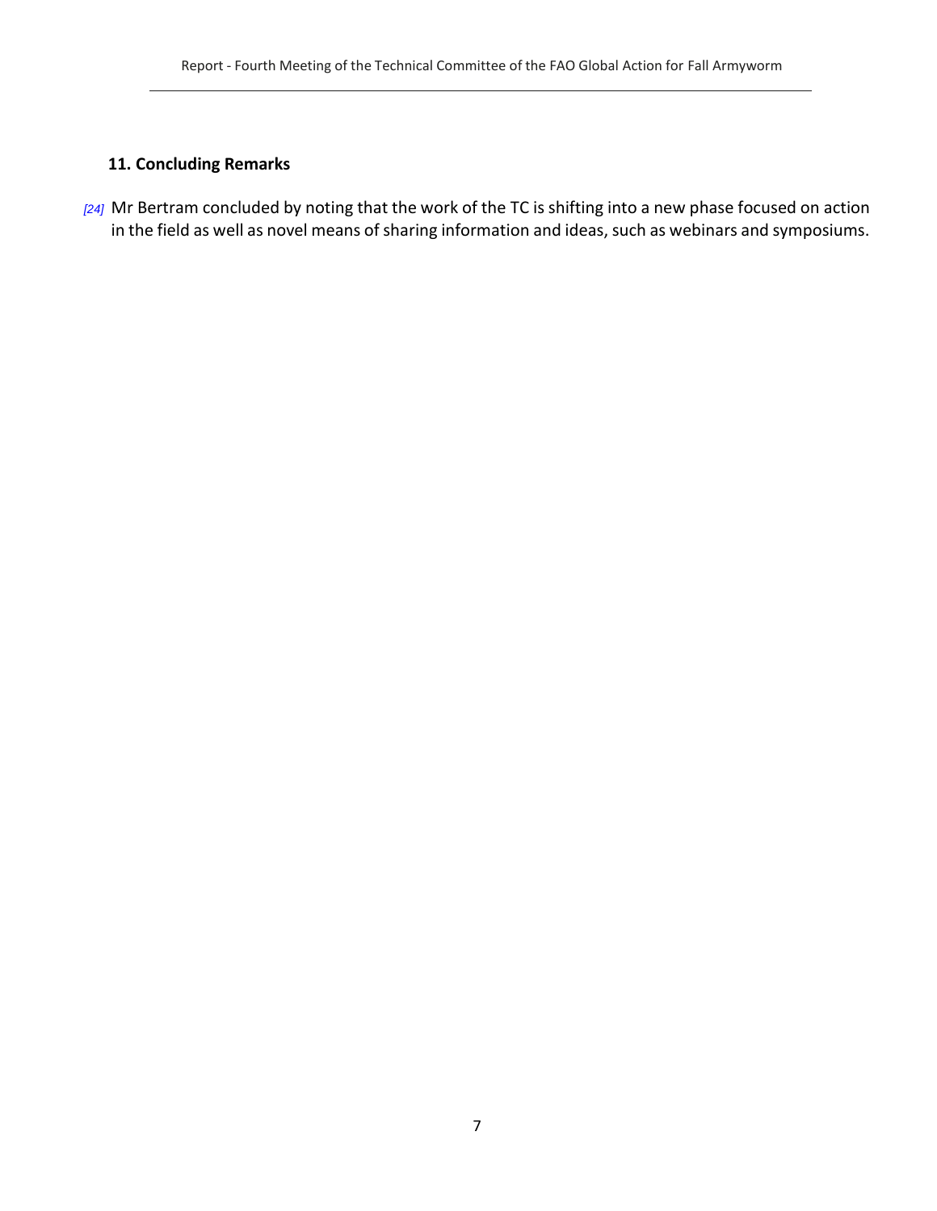## 11. Concluding Remarks

*[24]* Mr Bertram concluded by noting that the work of the TC is shifting into a new phase focused on action in the field as well as novel means of sharing information and ideas, such as webinars and symposiums.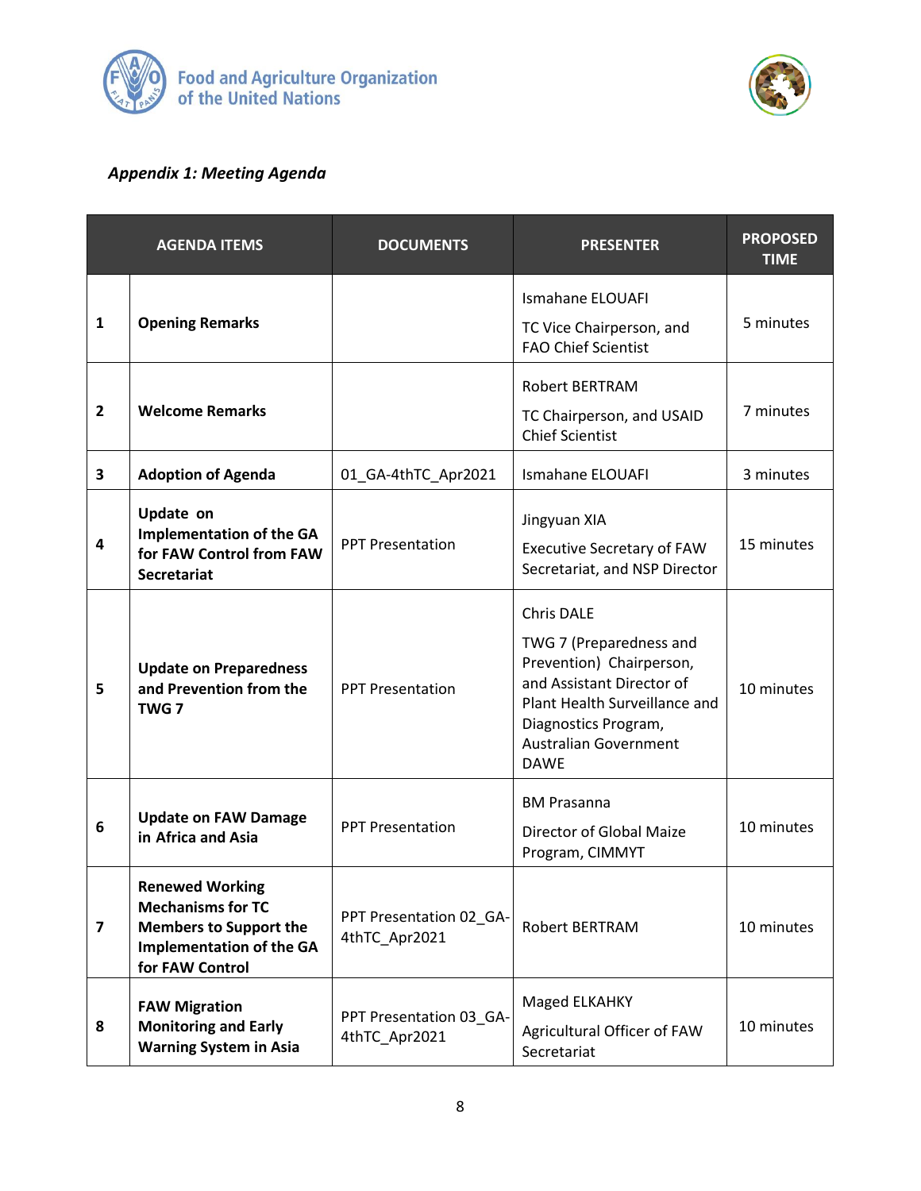*Appendix 1: Meeting Agenda*

| | AGENDA ITEMS | DOCUMENTS | PRESENTER | PROPOSED TIME |
|---|---|---|---|---|
| 1 | **Opening Remarks** | | Ismahane ELOUAFI<br>TC Vice Chairperson, and FAO Chief Scientist | 5 minutes |
| 2 | **Welcome Remarks** | | Robert BERTRAM<br>TC Chairperson, and USAID Chief Scientist | 7 minutes |
| 3 | **Adoption of Agenda** | 01_GA-4thTC_Apr2021 | Ismahane ELOUAFI | 3 minutes |
| 4 | **Update on Implementation of the GA for FAW Control from FAW Secretariat** | PPT Presentation | Jingyuan XIA<br>Executive Secretary of FAW Secretariat, and NSP Director | 15 minutes |
| 5 | **Update on Preparedness and Prevention from the TWG 7** | PPT Presentation | Chris DALE<br>TWG 7 (Preparedness and Prevention) Chairperson, and Assistant Director of Plant Health Surveillance and Diagnostics Program, Australian Government DAWE | 10 minutes |
| 6 | **Update on FAW Damage in Africa and Asia** | PPT Presentation | BM Prasanna<br>Director of Global Maize Program, CIMMYT | 10 minutes |
| 7 | **Renewed Working Mechanisms for TC Members to Support the Implementation of the GA for FAW Control** | PPT Presentation 02_GA-4thTC_Apr2021 | Robert BERTRAM | 10 minutes |
| 8 | **FAW Migration Monitoring and Early Warning System in Asia** | PPT Presentation 03_GA-4thTC_Apr2021 | Maged ELKAHKY<br>Agricultural Officer of FAW Secretariat | 10 minutes |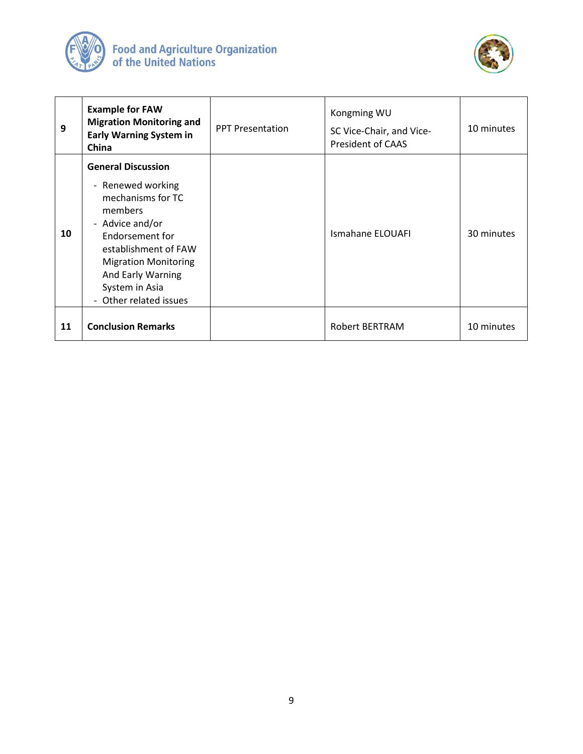| 9 | **Example for FAW Migration Monitoring and Early Warning System in China** | PPT Presentation | Kongming WU<br>SC Vice-Chair, and Vice-President of CAAS | 10 minutes |
|---|---|---|---|---|
| 10 | **General Discussion**<br>- Renewed working mechanisms for TC members<br>- Advice and/or Endorsement for establishment of FAW Migration Monitoring And Early Warning System in Asia<br>- Other related issues | | Ismahane ELOUAFI | 30 minutes |
| 11 | **Conclusion Remarks** | | Robert BERTRAM | 10 minutes |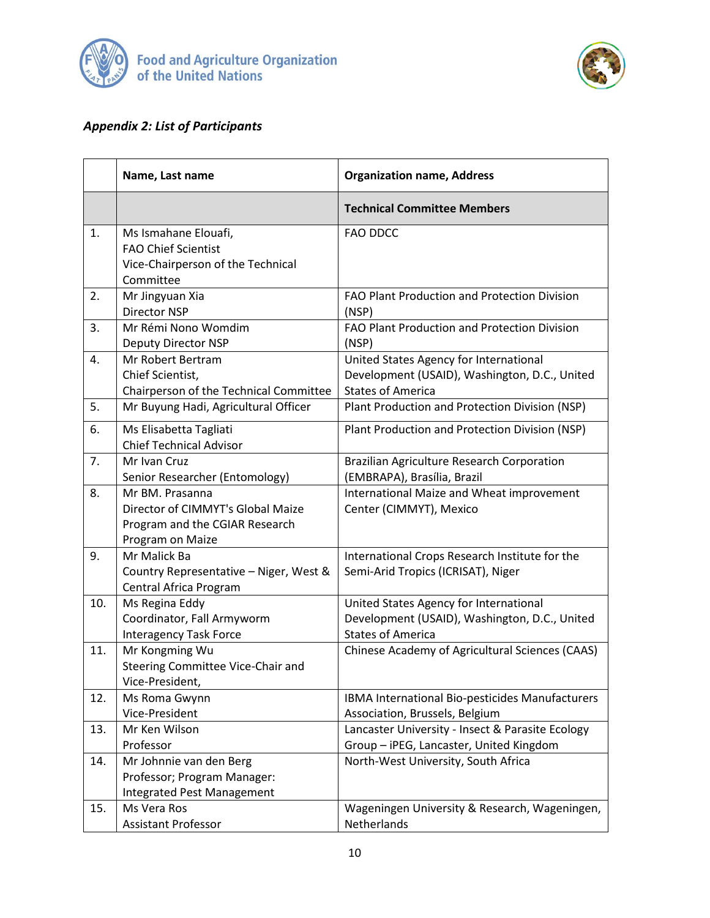*Appendix 2: List of Participants*

| | Name, Last name | Organization name, Address |
|---|---|---|
| | | **Technical Committee Members** |
| 1. | Ms Ismahane Elouafi,<br>FAO Chief Scientist<br>Vice-Chairperson of the Technical Committee | FAO DDCC |
| 2. | Mr Jingyuan Xia<br>Director NSP | FAO Plant Production and Protection Division (NSP) |
| 3. | Mr Rémi Nono Womdim<br>Deputy Director NSP | FAO Plant Production and Protection Division (NSP) |
| 4. | Mr Robert Bertram<br>Chief Scientist,<br>Chairperson of the Technical Committee | United States Agency for International Development (USAID), Washington, D.C., United States of America |
| 5. | Mr Buyung Hadi, Agricultural Officer | Plant Production and Protection Division (NSP) |
| 6. | Ms Elisabetta Tagliati<br>Chief Technical Advisor | Plant Production and Protection Division (NSP) |
| 7. | Mr Ivan Cruz<br>Senior Researcher (Entomology) | Brazilian Agriculture Research Corporation (EMBRAPA), Brasília, Brazil |
| 8. | Mr BM. Prasanna<br>Director of CIMMYT's Global Maize Program and the CGIAR Research Program on Maize | International Maize and Wheat improvement Center (CIMMYT), Mexico |
| 9. | Mr Malick Ba<br>Country Representative – Niger, West & Central Africa Program | International Crops Research Institute for the Semi-Arid Tropics (ICRISAT), Niger |
| 10. | Ms Regina Eddy<br>Coordinator, Fall Armyworm Interagency Task Force | United States Agency for International Development (USAID), Washington, D.C., United States of America |
| 11. | Mr Kongming Wu<br>Steering Committee Vice-Chair and Vice-President, | Chinese Academy of Agricultural Sciences (CAAS) |
| 12. | Ms Roma Gwynn<br>Vice-President | IBMA International Bio-pesticides Manufacturers Association, Brussels, Belgium |
| 13. | Mr Ken Wilson<br>Professor | Lancaster University - Insect & Parasite Ecology Group – iPEG, Lancaster, United Kingdom |
| 14. | Mr Johnnie van den Berg<br>Professor; Program Manager: Integrated Pest Management | North-West University, South Africa |
| 15. | Ms Vera Ros<br>Assistant Professor | Wageningen University & Research, Wageningen, Netherlands |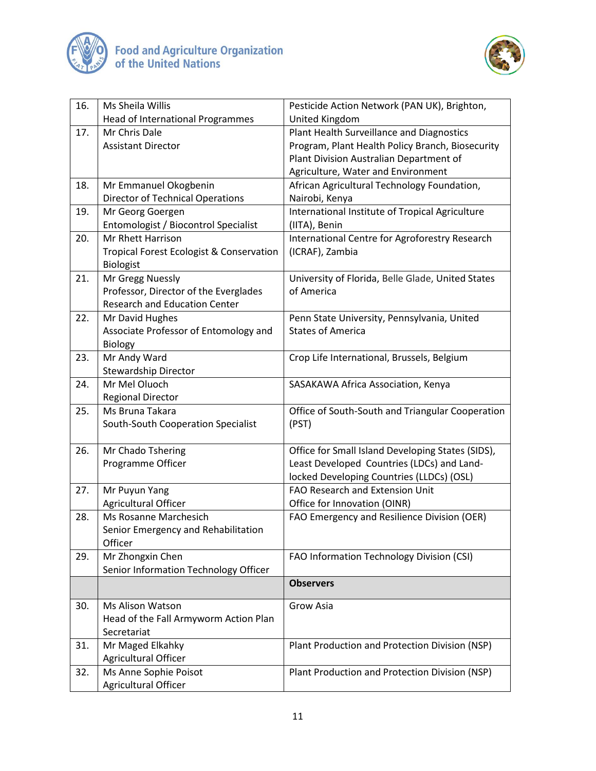| | | |
|---|---|---|
| 16. | Ms Sheila Willis<br>Head of International Programmes | Pesticide Action Network (PAN UK), Brighton, United Kingdom |
| 17. | Mr Chris Dale<br>Assistant Director | Plant Health Surveillance and Diagnostics Program, Plant Health Policy Branch, Biosecurity Plant Division Australian Department of Agriculture, Water and Environment |
| 18. | Mr Emmanuel Okogbenin<br>Director of Technical Operations | African Agricultural Technology Foundation, Nairobi, Kenya |
| 19. | Mr Georg Goergen<br>Entomologist / Biocontrol Specialist | International Institute of Tropical Agriculture (IITA), Benin |
| 20. | Mr Rhett Harrison<br>Tropical Forest Ecologist & Conservation Biologist | International Centre for Agroforestry Research (ICRAF), Zambia |
| 21. | Mr Gregg Nuessly<br>Professor, Director of the Everglades Research and Education Center | University of Florida, Belle Glade, United States of America |
| 22. | Mr David Hughes<br>Associate Professor of Entomology and Biology | Penn State University, Pennsylvania, United States of America |
| 23. | Mr Andy Ward<br>Stewardship Director | Crop Life International, Brussels, Belgium |
| 24. | Mr Mel Oluoch<br>Regional Director | SASAKAWA Africa Association, Kenya |
| 25. | Ms Bruna Takara<br>South-South Cooperation Specialist | Office of South-South and Triangular Cooperation (PST) |
| 26. | Mr Chado Tshering<br>Programme Officer | Office for Small Island Developing States (SIDS), Least Developed Countries (LDCs) and Land-locked Developing Countries (LLDCs) (OSL) |
| 27. | Mr Puyun Yang<br>Agricultural Officer | FAO Research and Extension Unit<br>Office for Innovation (OINR) |
| 28. | Ms Rosanne Marchesich<br>Senior Emergency and Rehabilitation Officer | FAO Emergency and Resilience Division (OER) |
| 29. | Mr Zhongxin Chen<br>Senior Information Technology Officer | FAO Information Technology Division (CSI) |
| | | **Observers** |
| 30. | Ms Alison Watson<br>Head of the Fall Armyworm Action Plan Secretariat | Grow Asia |
| 31. | Mr Maged Elkahky<br>Agricultural Officer | Plant Production and Protection Division (NSP) |
| 32. | Ms Anne Sophie Poisot<br>Agricultural Officer | Plant Production and Protection Division (NSP) |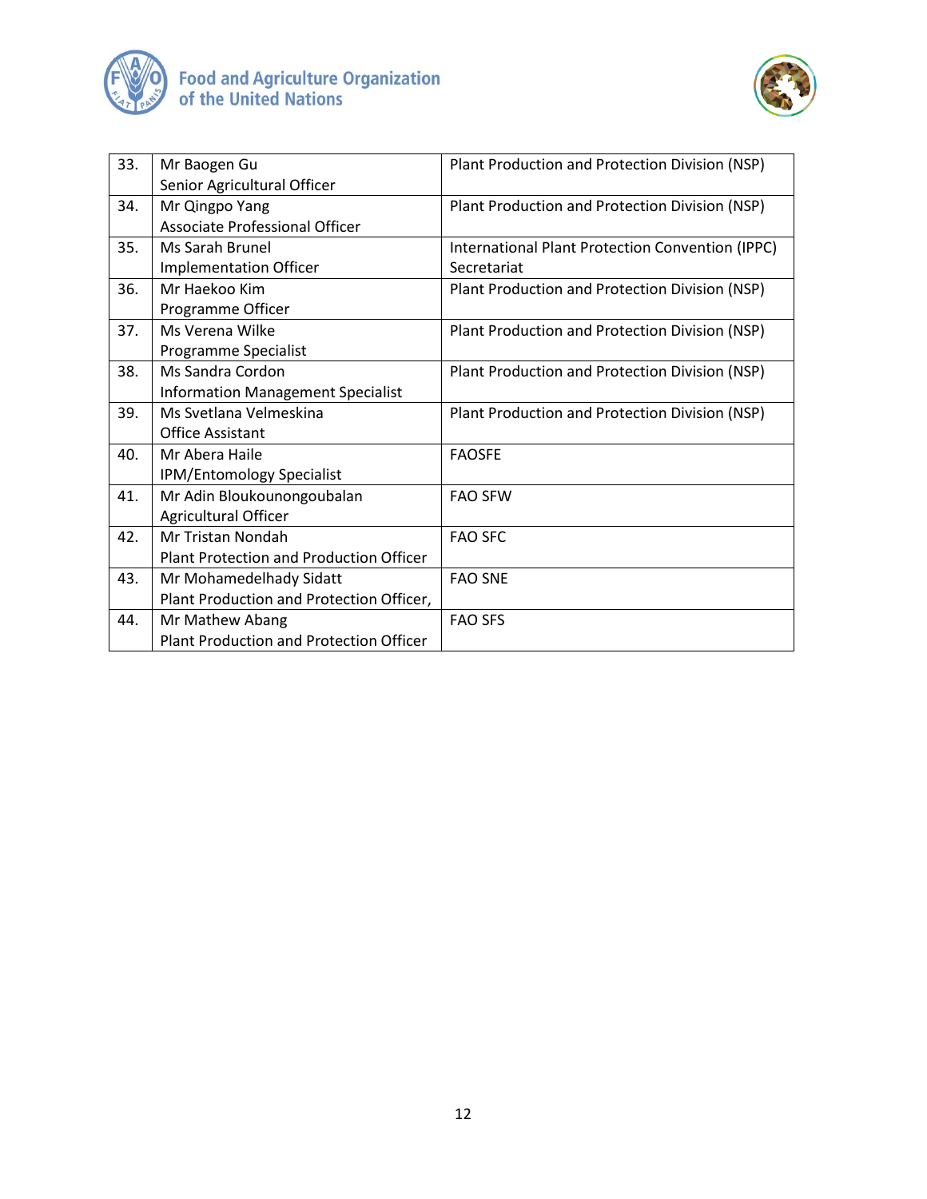| | | |
|---|---|---|
| 33. | Mr Baogen Gu<br>Senior Agricultural Officer | Plant Production and Protection Division (NSP) |
| 34. | Mr Qingpo Yang<br>Associate Professional Officer | Plant Production and Protection Division (NSP) |
| 35. | Ms Sarah Brunel<br>Implementation Officer | International Plant Protection Convention (IPPC) Secretariat |
| 36. | Mr Haekoo Kim<br>Programme Officer | Plant Production and Protection Division (NSP) |
| 37. | Ms Verena Wilke<br>Programme Specialist | Plant Production and Protection Division (NSP) |
| 38. | Ms Sandra Cordon<br>Information Management Specialist | Plant Production and Protection Division (NSP) |
| 39. | Ms Svetlana Velmeskina<br>Office Assistant | Plant Production and Protection Division (NSP) |
| 40. | Mr Abera Haile<br>IPM/Entomology Specialist | FAOSFE |
| 41. | Mr Adin Bloukounongoubalan<br>Agricultural Officer | FAO SFW |
| 42. | Mr Tristan Nondah<br>Plant Protection and Production Officer | FAO SFC |
| 43. | Mr Mohamedelhady Sidatt<br>Plant Production and Protection Officer, | FAO SNE |
| 44. | Mr Mathew Abang<br>Plant Production and Protection Officer | FAO SFS |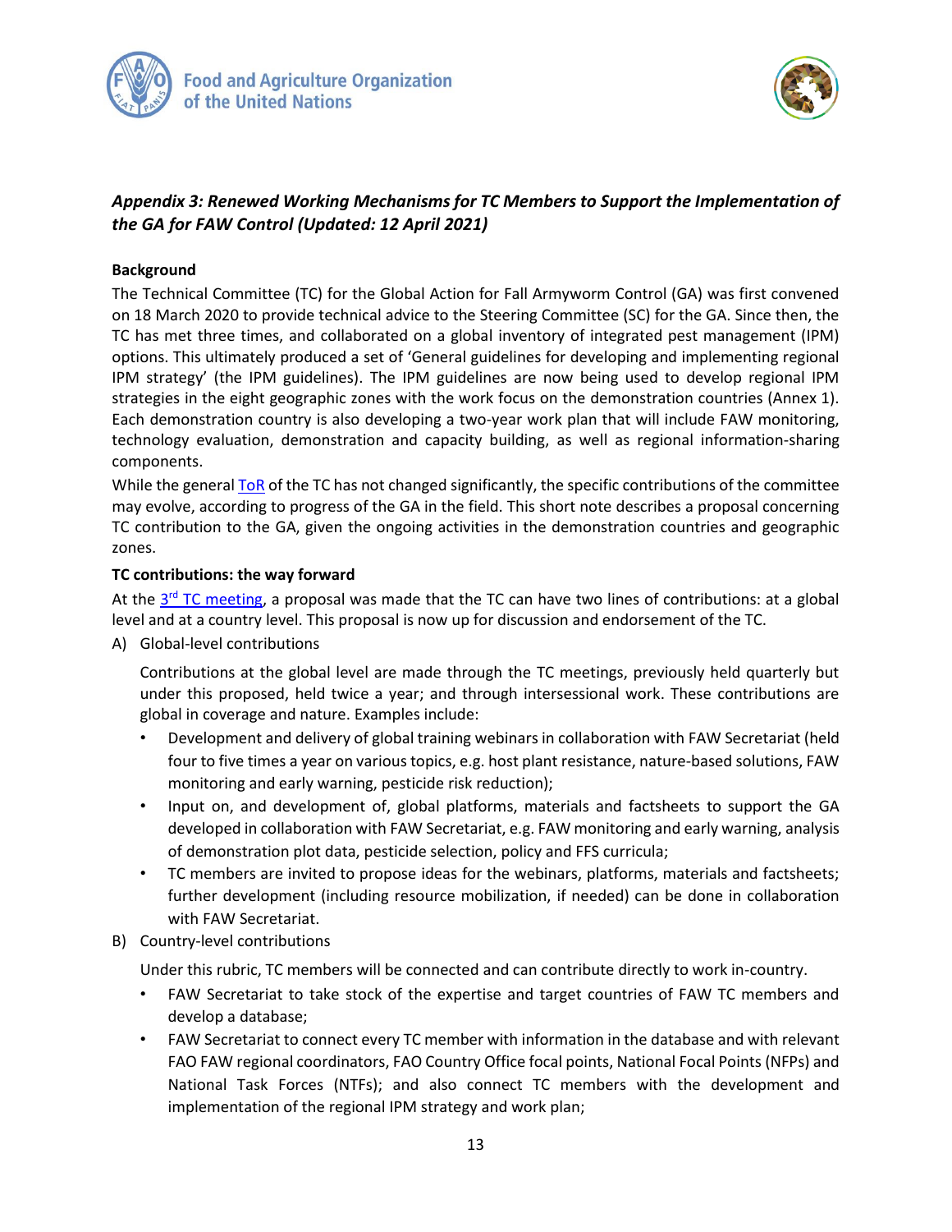## *Appendix 3: Renewed Working Mechanisms for TC Members to Support the Implementation of the GA for FAW Control (Updated: 12 April 2021)*

**Background**

The Technical Committee (TC) for the Global Action for Fall Armyworm Control (GA) was first convened on 18 March 2020 to provide technical advice to the Steering Committee (SC) for the GA. Since then, the TC has met three times, and collaborated on a global inventory of integrated pest management (IPM) options. This ultimately produced a set of 'General guidelines for developing and implementing regional IPM strategy' (the IPM guidelines). The IPM guidelines are now being used to develop regional IPM strategies in the eight geographic zones with the work focus on the demonstration countries (Annex 1). Each demonstration country is also developing a two-year work plan that will include FAW monitoring, technology evaluation, demonstration and capacity building, as well as regional information-sharing components.

While the general ToR of the TC has not changed significantly, the specific contributions of the committee may evolve, according to progress of the GA in the field. This short note describes a proposal concerning TC contribution to the GA, given the ongoing activities in the demonstration countries and geographic zones.

**TC contributions: the way forward**

At the 3rd TC meeting, a proposal was made that the TC can have two lines of contributions: at a global level and at a country level. This proposal is now up for discussion and endorsement of the TC.

A) Global-level contributions

Contributions at the global level are made through the TC meetings, previously held quarterly but under this proposed, held twice a year; and through intersessional work. These contributions are global in coverage and nature. Examples include:

- Development and delivery of global training webinars in collaboration with FAW Secretariat (held four to five times a year on various topics, e.g. host plant resistance, nature-based solutions, FAW monitoring and early warning, pesticide risk reduction);
- Input on, and development of, global platforms, materials and factsheets to support the GA developed in collaboration with FAW Secretariat, e.g. FAW monitoring and early warning, analysis of demonstration plot data, pesticide selection, policy and FFS curricula;
- TC members are invited to propose ideas for the webinars, platforms, materials and factsheets; further development (including resource mobilization, if needed) can be done in collaboration with FAW Secretariat.

B) Country-level contributions

Under this rubric, TC members will be connected and can contribute directly to work in-country.

- FAW Secretariat to take stock of the expertise and target countries of FAW TC members and develop a database;
- FAW Secretariat to connect every TC member with information in the database and with relevant FAO FAW regional coordinators, FAO Country Office focal points, National Focal Points (NFPs) and National Task Forces (NTFs); and also connect TC members with the development and implementation of the regional IPM strategy and work plan;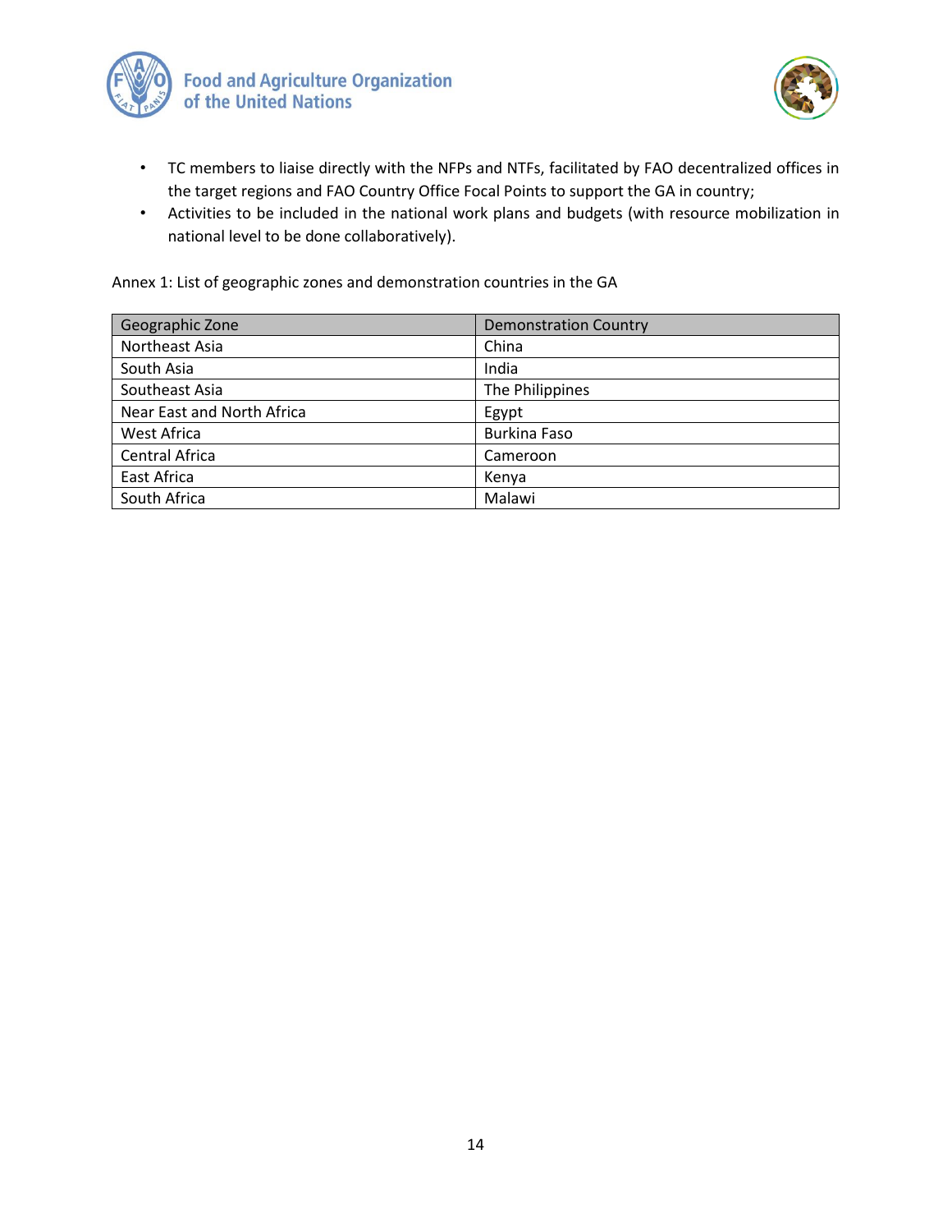- TC members to liaise directly with the NFPs and NTFs, facilitated by FAO decentralized offices in the target regions and FAO Country Office Focal Points to support the GA in country;
- Activities to be included in the national work plans and budgets (with resource mobilization in national level to be done collaboratively).

Annex 1: List of geographic zones and demonstration countries in the GA

| Geographic Zone | Demonstration Country |
|---|---|
| Northeast Asia | China |
| South Asia | India |
| Southeast Asia | The Philippines |
| Near East and North Africa | Egypt |
| West Africa | Burkina Faso |
| Central Africa | Cameroon |
| East Africa | Kenya |
| South Africa | Malawi |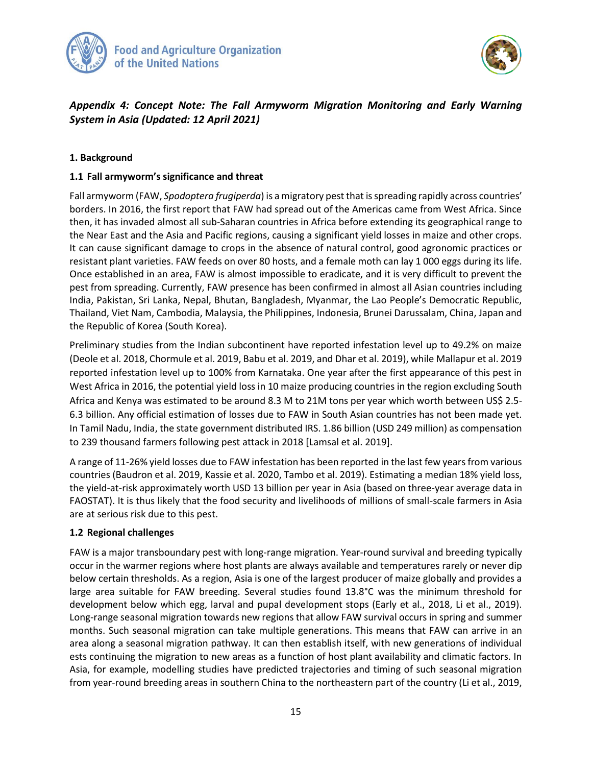## *Appendix 4: Concept Note: The Fall Armyworm Migration Monitoring and Early Warning System in Asia (Updated: 12 April 2021)*

### 1. Background

### 1.1 Fall armyworm's significance and threat

Fall armyworm (FAW, *Spodoptera frugiperda*) is a migratory pest that is spreading rapidly across countries' borders. In 2016, the first report that FAW had spread out of the Americas came from West Africa. Since then, it has invaded almost all sub-Saharan countries in Africa before extending its geographical range to the Near East and the Asia and Pacific regions, causing a significant yield losses in maize and other crops. It can cause significant damage to crops in the absence of natural control, good agronomic practices or resistant plant varieties. FAW feeds on over 80 hosts, and a female moth can lay 1 000 eggs during its life. Once established in an area, FAW is almost impossible to eradicate, and it is very difficult to prevent the pest from spreading. Currently, FAW presence has been confirmed in almost all Asian countries including India, Pakistan, Sri Lanka, Nepal, Bhutan, Bangladesh, Myanmar, the Lao People's Democratic Republic, Thailand, Viet Nam, Cambodia, Malaysia, the Philippines, Indonesia, Brunei Darussalam, China, Japan and the Republic of Korea (South Korea).

Preliminary studies from the Indian subcontinent have reported infestation level up to 49.2% on maize (Deole et al. 2018, Chormule et al. 2019, Babu et al. 2019, and Dhar et al. 2019), while Mallapur et al. 2019 reported infestation level up to 100% from Karnataka. One year after the first appearance of this pest in West Africa in 2016, the potential yield loss in 10 maize producing countries in the region excluding South Africa and Kenya was estimated to be around 8.3 M to 21M tons per year which worth between US$ 2.5-6.3 billion. Any official estimation of losses due to FAW in South Asian countries has not been made yet. In Tamil Nadu, India, the state government distributed IRS. 1.86 billion (USD 249 million) as compensation to 239 thousand farmers following pest attack in 2018 [Lamsal et al. 2019].

A range of 11-26% yield losses due to FAW infestation has been reported in the last few years from various countries (Baudron et al. 2019, Kassie et al. 2020, Tambo et al. 2019). Estimating a median 18% yield loss, the yield-at-risk approximately worth USD 13 billion per year in Asia (based on three-year average data in FAOSTAT). It is thus likely that the food security and livelihoods of millions of small-scale farmers in Asia are at serious risk due to this pest.

### 1.2 Regional challenges

FAW is a major transboundary pest with long-range migration. Year-round survival and breeding typically occur in the warmer regions where host plants are always available and temperatures rarely or never dip below certain thresholds. As a region, Asia is one of the largest producer of maize globally and provides a large area suitable for FAW breeding. Several studies found 13.8°C was the minimum threshold for development below which egg, larval and pupal development stops (Early et al., 2018, Li et al., 2019). Long-range seasonal migration towards new regions that allow FAW survival occurs in spring and summer months. Such seasonal migration can take multiple generations. This means that FAW can arrive in an area along a seasonal migration pathway. It can then establish itself, with new generations of individual ests continuing the migration to new areas as a function of host plant availability and climatic factors. In Asia, for example, modelling studies have predicted trajectories and timing of such seasonal migration from year-round breeding areas in southern China to the northeastern part of the country (Li et al., 2019,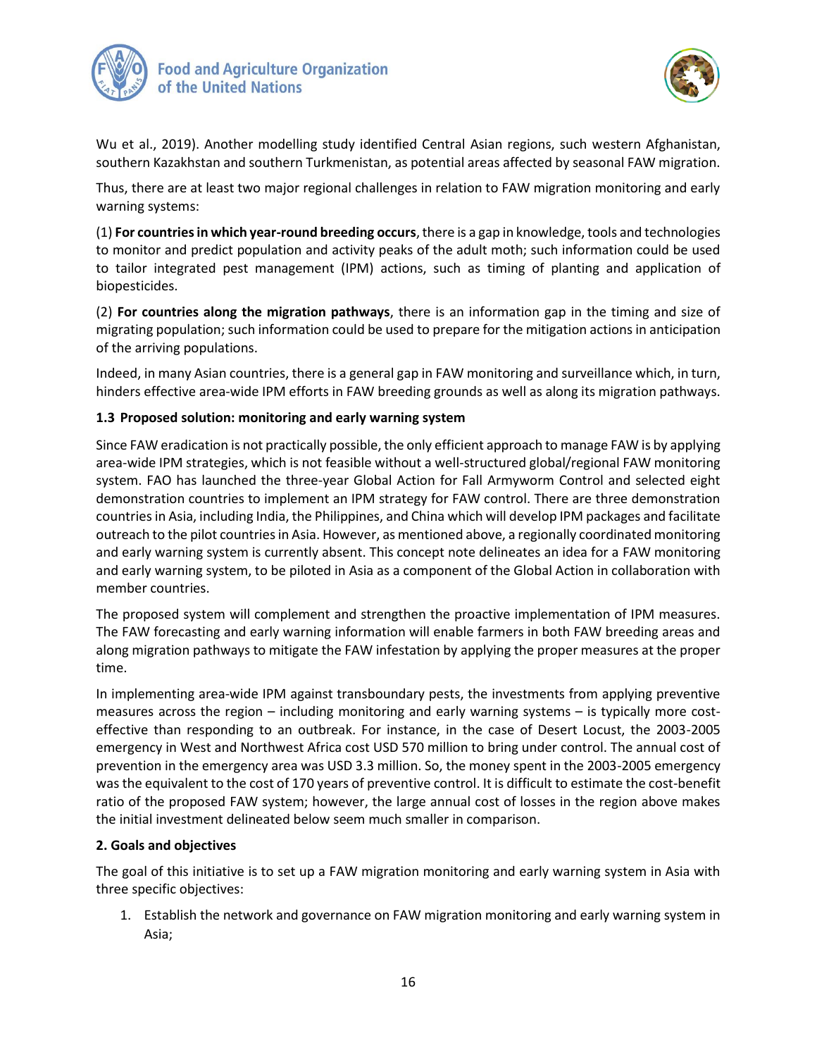Wu et al., 2019). Another modelling study identified Central Asian regions, such western Afghanistan, southern Kazakhstan and southern Turkmenistan, as potential areas affected by seasonal FAW migration.

Thus, there are at least two major regional challenges in relation to FAW migration monitoring and early warning systems:

(1) **For countries in which year-round breeding occurs**, there is a gap in knowledge, tools and technologies to monitor and predict population and activity peaks of the adult moth; such information could be used to tailor integrated pest management (IPM) actions, such as timing of planting and application of biopesticides.

(2) **For countries along the migration pathways**, there is an information gap in the timing and size of migrating population; such information could be used to prepare for the mitigation actions in anticipation of the arriving populations.

Indeed, in many Asian countries, there is a general gap in FAW monitoring and surveillance which, in turn, hinders effective area-wide IPM efforts in FAW breeding grounds as well as along its migration pathways.

### 1.3 Proposed solution: monitoring and early warning system

Since FAW eradication is not practically possible, the only efficient approach to manage FAW is by applying area-wide IPM strategies, which is not feasible without a well-structured global/regional FAW monitoring system. FAO has launched the three-year Global Action for Fall Armyworm Control and selected eight demonstration countries to implement an IPM strategy for FAW control. There are three demonstration countries in Asia, including India, the Philippines, and China which will develop IPM packages and facilitate outreach to the pilot countries in Asia. However, as mentioned above, a regionally coordinated monitoring and early warning system is currently absent. This concept note delineates an idea for a FAW monitoring and early warning system, to be piloted in Asia as a component of the Global Action in collaboration with member countries.

The proposed system will complement and strengthen the proactive implementation of IPM measures. The FAW forecasting and early warning information will enable farmers in both FAW breeding areas and along migration pathways to mitigate the FAW infestation by applying the proper measures at the proper time.

In implementing area-wide IPM against transboundary pests, the investments from applying preventive measures across the region – including monitoring and early warning systems – is typically more cost-effective than responding to an outbreak. For instance, in the case of Desert Locust, the 2003-2005 emergency in West and Northwest Africa cost USD 570 million to bring under control. The annual cost of prevention in the emergency area was USD 3.3 million. So, the money spent in the 2003-2005 emergency was the equivalent to the cost of 170 years of preventive control. It is difficult to estimate the cost-benefit ratio of the proposed FAW system; however, the large annual cost of losses in the region above makes the initial investment delineated below seem much smaller in comparison.

## 2. Goals and objectives

The goal of this initiative is to set up a FAW migration monitoring and early warning system in Asia with three specific objectives:

1. Establish the network and governance on FAW migration monitoring and early warning system in Asia;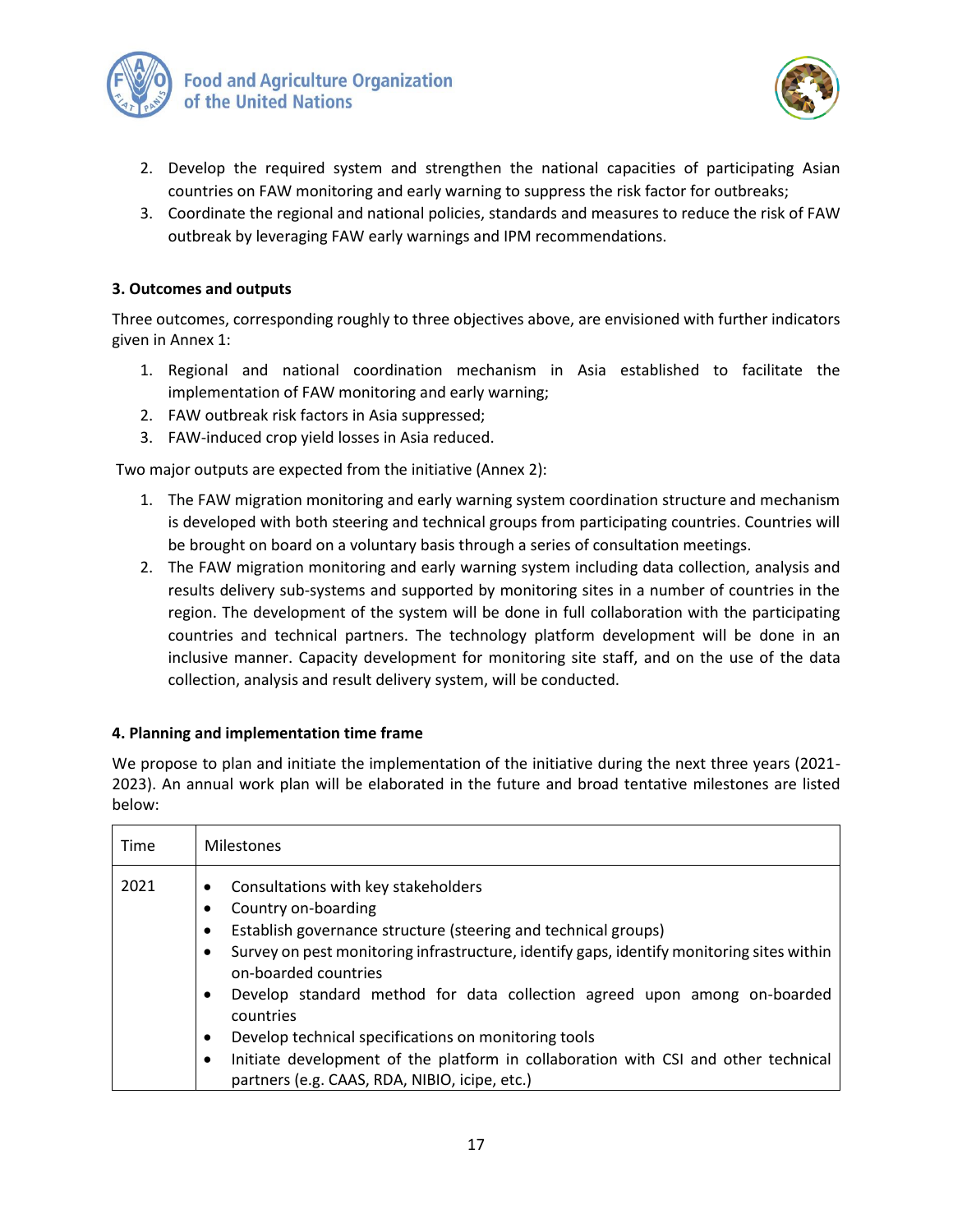2. Develop the required system and strengthen the national capacities of participating Asian countries on FAW monitoring and early warning to suppress the risk factor for outbreaks;
3. Coordinate the regional and national policies, standards and measures to reduce the risk of FAW outbreak by leveraging FAW early warnings and IPM recommendations.

**3. Outcomes and outputs**

Three outcomes, corresponding roughly to three objectives above, are envisioned with further indicators given in Annex 1:

1. Regional and national coordination mechanism in Asia established to facilitate the implementation of FAW monitoring and early warning;
2. FAW outbreak risk factors in Asia suppressed;
3. FAW-induced crop yield losses in Asia reduced.

Two major outputs are expected from the initiative (Annex 2):

1. The FAW migration monitoring and early warning system coordination structure and mechanism is developed with both steering and technical groups from participating countries. Countries will be brought on board on a voluntary basis through a series of consultation meetings.
2. The FAW migration monitoring and early warning system including data collection, analysis and results delivery sub-systems and supported by monitoring sites in a number of countries in the region. The development of the system will be done in full collaboration with the participating countries and technical partners. The technology platform development will be done in an inclusive manner. Capacity development for monitoring site staff, and on the use of the data collection, analysis and result delivery system, will be conducted.

**4. Planning and implementation time frame**

We propose to plan and initiate the implementation of the initiative during the next three years (2021-2023). An annual work plan will be elaborated in the future and broad tentative milestones are listed below:

| Time | Milestones |
|---|---|
| 2021 | • Consultations with key stakeholders<br>• Country on-boarding<br>• Establish governance structure (steering and technical groups)<br>• Survey on pest monitoring infrastructure, identify gaps, identify monitoring sites within on-boarded countries<br>• Develop standard method for data collection agreed upon among on-boarded countries<br>• Develop technical specifications on monitoring tools<br>• Initiate development of the platform in collaboration with CSI and other technical partners (e.g. CAAS, RDA, NIBIO, icipe, etc.) |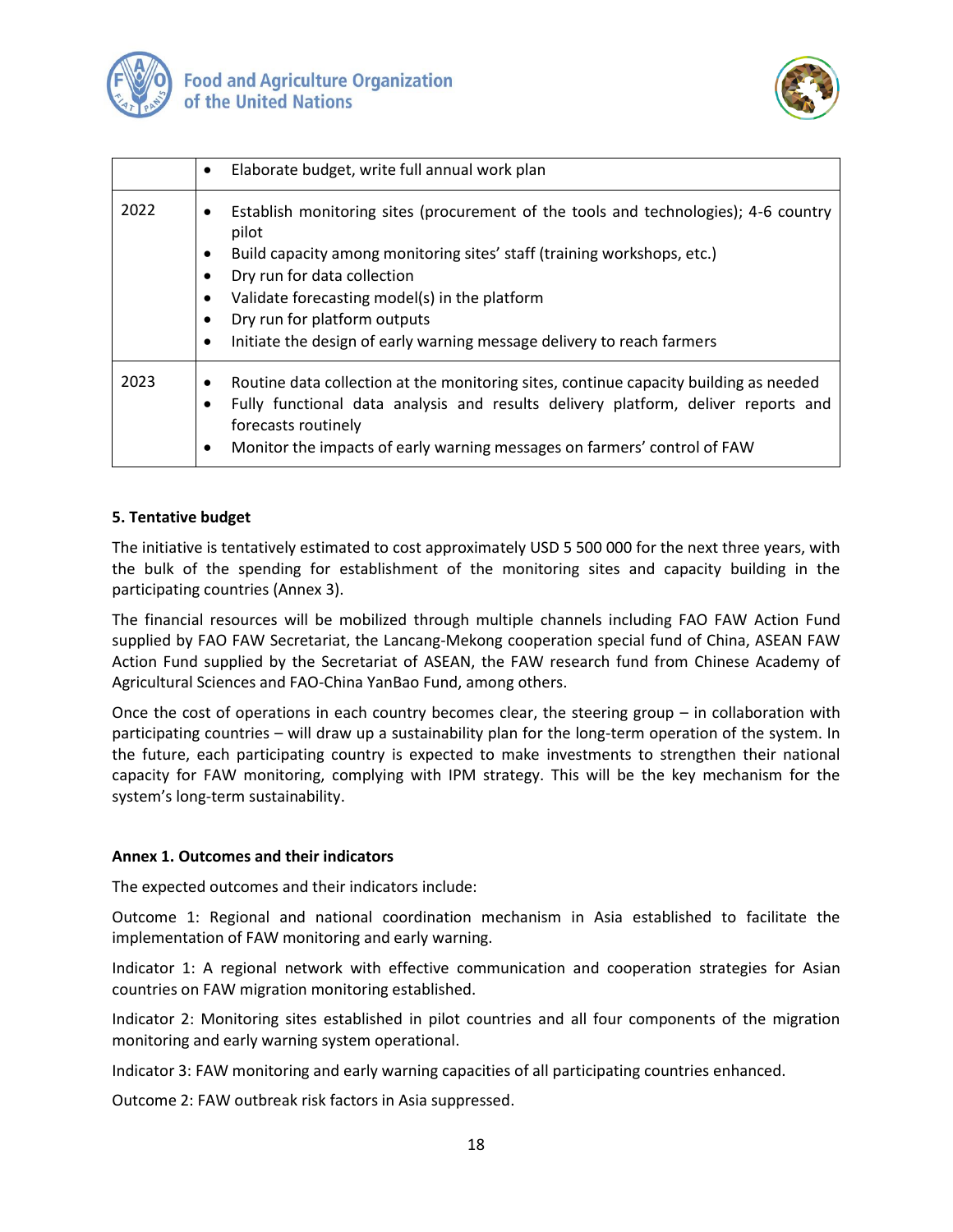| | |
|---|---|
| | • Elaborate budget, write full annual work plan |
| 2022 | • Establish monitoring sites (procurement of the tools and technologies); 4-6 country pilot<br>• Build capacity among monitoring sites' staff (training workshops, etc.)<br>• Dry run for data collection<br>• Validate forecasting model(s) in the platform<br>• Dry run for platform outputs<br>• Initiate the design of early warning message delivery to reach farmers |
| 2023 | • Routine data collection at the monitoring sites, continue capacity building as needed<br>• Fully functional data analysis and results delivery platform, deliver reports and forecasts routinely<br>• Monitor the impacts of early warning messages on farmers' control of FAW |

**5. Tentative budget**

The initiative is tentatively estimated to cost approximately USD 5 500 000 for the next three years, with the bulk of the spending for establishment of the monitoring sites and capacity building in the participating countries (Annex 3).

The financial resources will be mobilized through multiple channels including FAO FAW Action Fund supplied by FAO FAW Secretariat, the Lancang-Mekong cooperation special fund of China, ASEAN FAW Action Fund supplied by the Secretariat of ASEAN, the FAW research fund from Chinese Academy of Agricultural Sciences and FAO-China YanBao Fund, among others.

Once the cost of operations in each country becomes clear, the steering group – in collaboration with participating countries – will draw up a sustainability plan for the long-term operation of the system. In the future, each participating country is expected to make investments to strengthen their national capacity for FAW monitoring, complying with IPM strategy. This will be the key mechanism for the system's long-term sustainability.

**Annex 1. Outcomes and their indicators**

The expected outcomes and their indicators include:

Outcome 1: Regional and national coordination mechanism in Asia established to facilitate the implementation of FAW monitoring and early warning.

Indicator 1: A regional network with effective communication and cooperation strategies for Asian countries on FAW migration monitoring established.

Indicator 2: Monitoring sites established in pilot countries and all four components of the migration monitoring and early warning system operational.

Indicator 3: FAW monitoring and early warning capacities of all participating countries enhanced.

Outcome 2: FAW outbreak risk factors in Asia suppressed.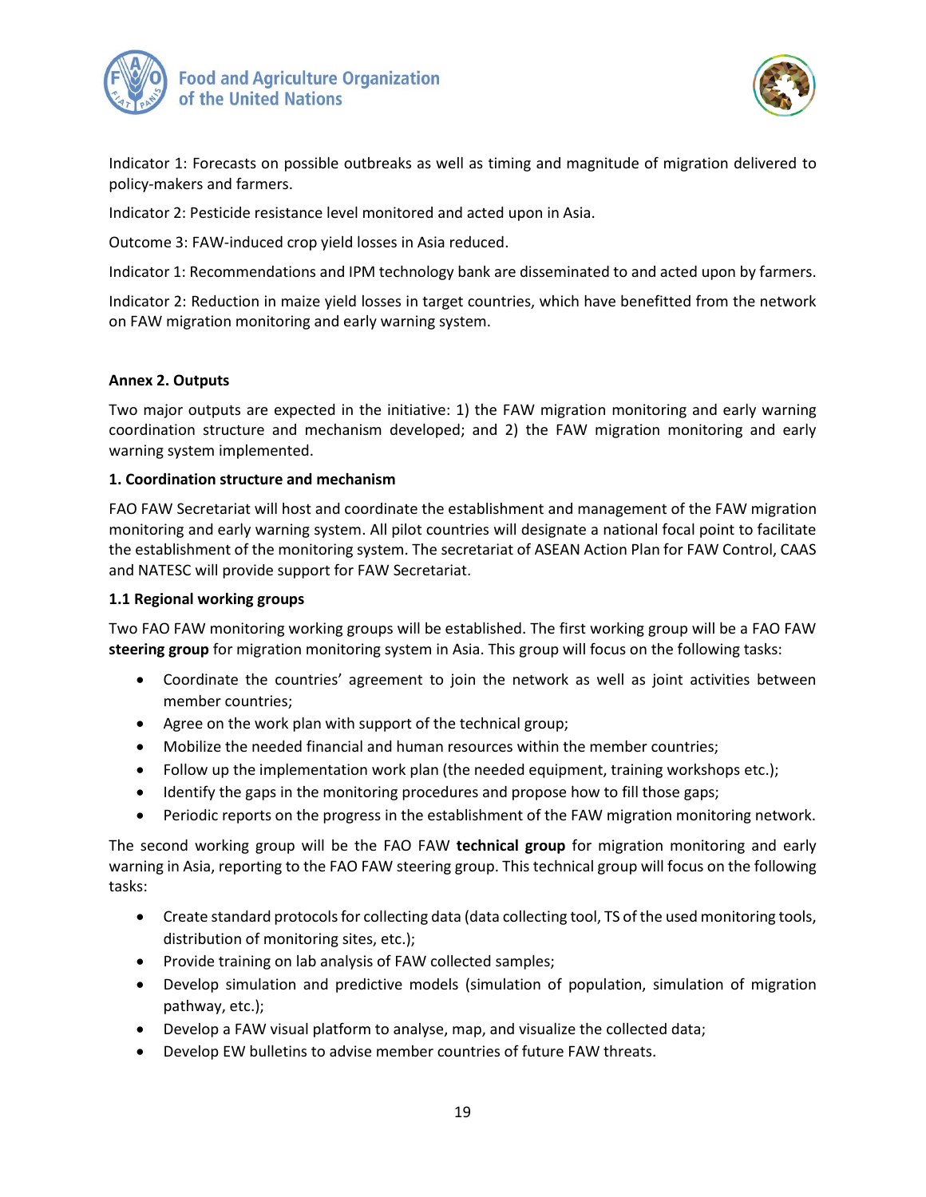Indicator 1: Forecasts on possible outbreaks as well as timing and magnitude of migration delivered to policy-makers and farmers.

Indicator 2: Pesticide resistance level monitored and acted upon in Asia.

Outcome 3: FAW-induced crop yield losses in Asia reduced.

Indicator 1: Recommendations and IPM technology bank are disseminated to and acted upon by farmers.

Indicator 2: Reduction in maize yield losses in target countries, which have benefitted from the network on FAW migration monitoring and early warning system.

## Annex 2. Outputs

Two major outputs are expected in the initiative: 1) the FAW migration monitoring and early warning coordination structure and mechanism developed; and 2) the FAW migration monitoring and early warning system implemented.

### 1. Coordination structure and mechanism

FAO FAW Secretariat will host and coordinate the establishment and management of the FAW migration monitoring and early warning system. All pilot countries will designate a national focal point to facilitate the establishment of the monitoring system. The secretariat of ASEAN Action Plan for FAW Control, CAAS and NATESC will provide support for FAW Secretariat.

### 1.1 Regional working groups

Two FAO FAW monitoring working groups will be established. The first working group will be a FAO FAW **steering group** for migration monitoring system in Asia. This group will focus on the following tasks:

- Coordinate the countries' agreement to join the network as well as joint activities between member countries;
- Agree on the work plan with support of the technical group;
- Mobilize the needed financial and human resources within the member countries;
- Follow up the implementation work plan (the needed equipment, training workshops etc.);
- Identify the gaps in the monitoring procedures and propose how to fill those gaps;
- Periodic reports on the progress in the establishment of the FAW migration monitoring network.

The second working group will be the FAO FAW **technical group** for migration monitoring and early warning in Asia, reporting to the FAO FAW steering group. This technical group will focus on the following tasks:

- Create standard protocols for collecting data (data collecting tool, TS of the used monitoring tools, distribution of monitoring sites, etc.);
- Provide training on lab analysis of FAW collected samples;
- Develop simulation and predictive models (simulation of population, simulation of migration pathway, etc.);
- Develop a FAW visual platform to analyse, map, and visualize the collected data;
- Develop EW bulletins to advise member countries of future FAW threats.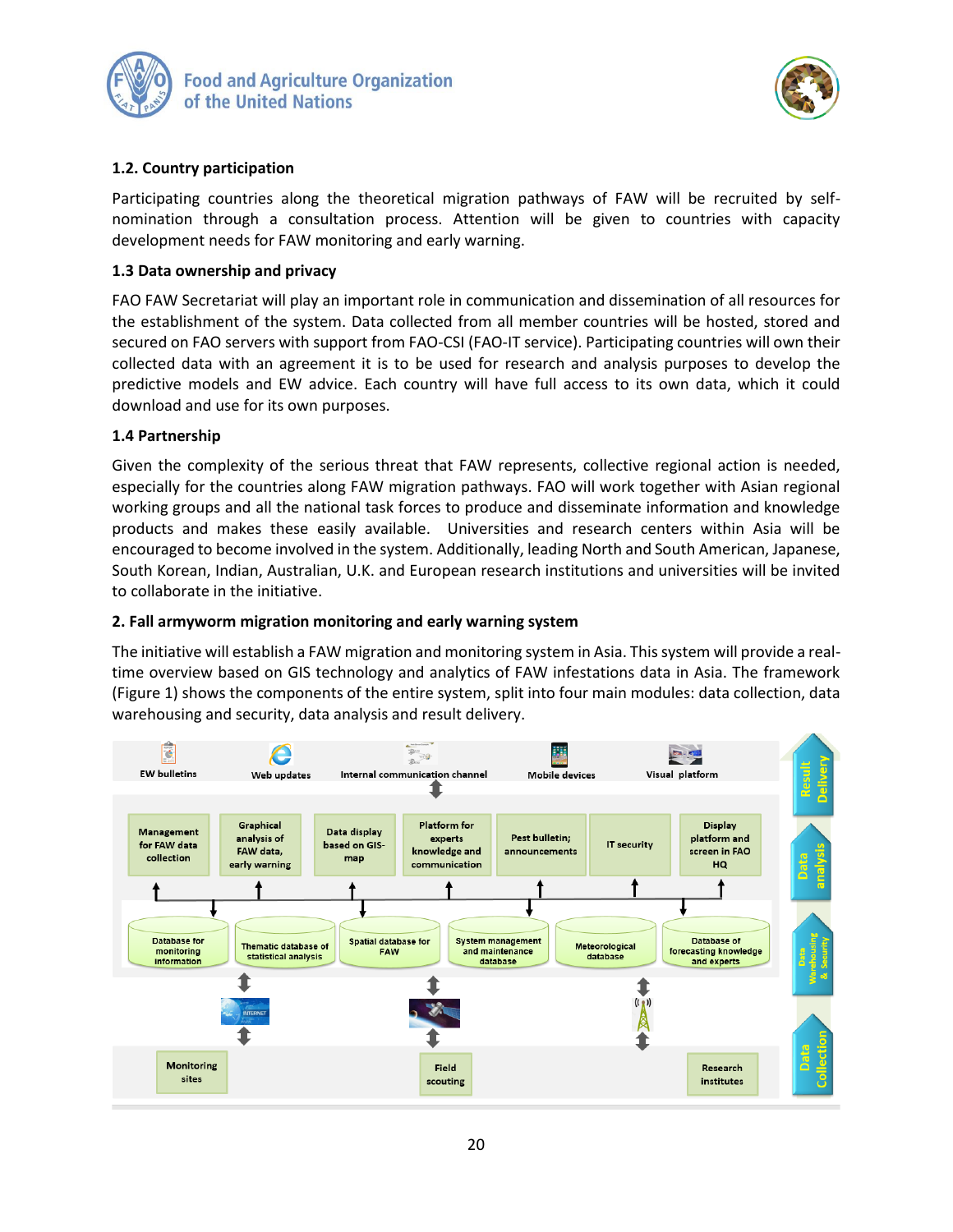### 1.2. Country participation

Participating countries along the theoretical migration pathways of FAW will be recruited by self-nomination through a consultation process. Attention will be given to countries with capacity development needs for FAW monitoring and early warning.

### 1.3 Data ownership and privacy

FAO FAW Secretariat will play an important role in communication and dissemination of all resources for the establishment of the system. Data collected from all member countries will be hosted, stored and secured on FAO servers with support from FAO-CSI (FAO-IT service). Participating countries will own their collected data with an agreement it is to be used for research and analysis purposes to develop the predictive models and EW advice. Each country will have full access to its own data, which it could download and use for its own purposes.

### 1.4 Partnership

Given the complexity of the serious threat that FAW represents, collective regional action is needed, especially for the countries along FAW migration pathways. FAO will work together with Asian regional working groups and all the national task forces to produce and disseminate information and knowledge products and makes these easily available. Universities and research centers within Asia will be encouraged to become involved in the system. Additionally, leading North and South American, Japanese, South Korean, Indian, Australian, U.K. and European research institutions and universities will be invited to collaborate in the initiative.

## 2. Fall armyworm migration monitoring and early warning system

The initiative will establish a FAW migration and monitoring system in Asia. This system will provide a real-time overview based on GIS technology and analytics of FAW infestations data in Asia. The framework (Figure 1) shows the components of the entire system, split into four main modules: data collection, data warehousing and security, data analysis and result delivery.

**Result Delivery:** EW bulletins | Web updates | Internal communication channel | Mobile devices | Visual platform

**Data analysis:** Management for FAW data collection | Graphical analysis of FAW data, early warning | Data display based on GIS-map | Platform for experts knowledge and communication | Pest bulletin; announcements | IT security | Display platform and screen in FAO HQ

**Data Warehousing & Security:** Database for monitoring information | Thematic database of statistical analysis | Spatial database for FAW | System management and maintenance database | Meteorological database | Database of forecasting knowledge and experts

**Data Collection:** Monitoring sites | Field scouting | Research institutes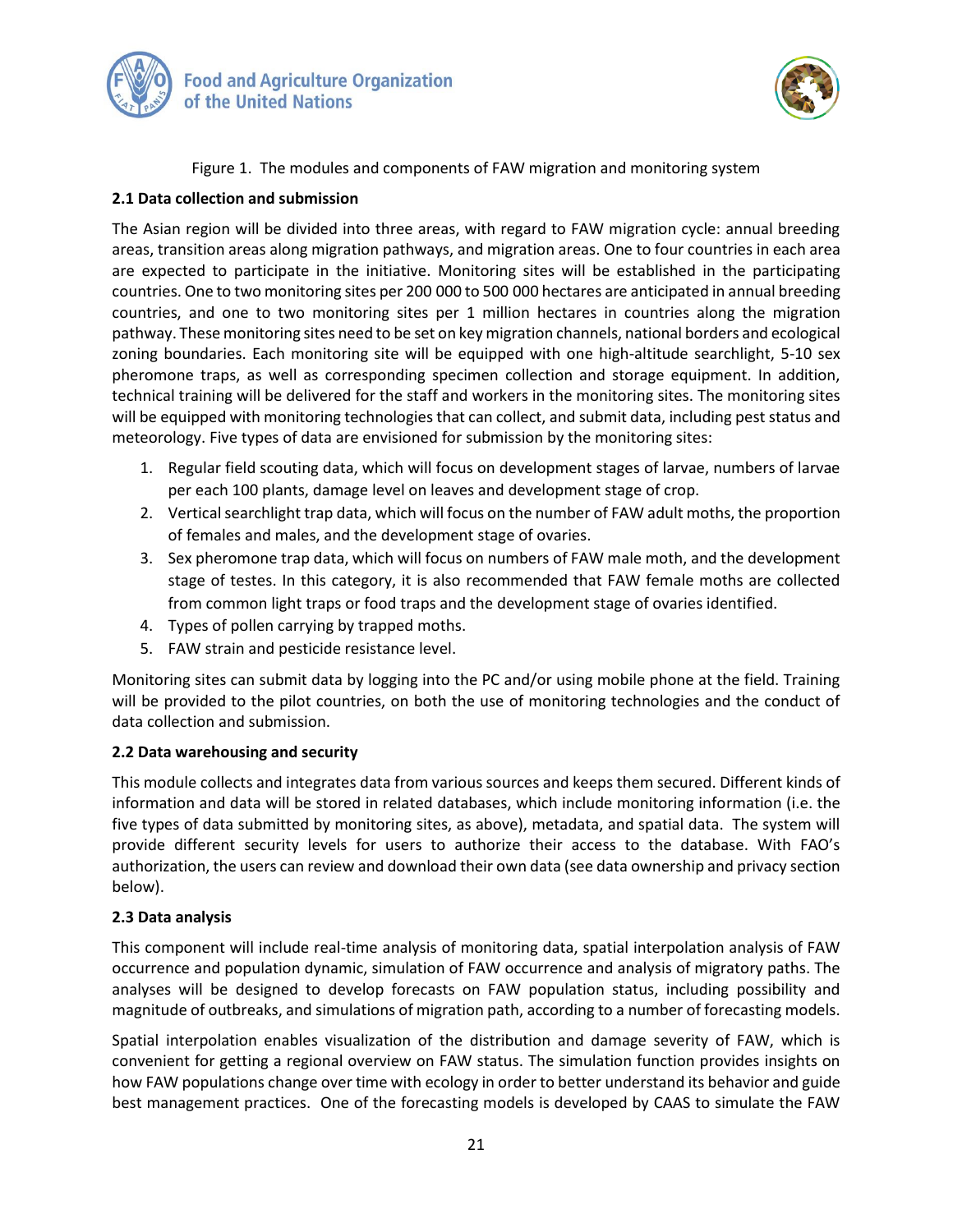Figure 1. The modules and components of FAW migration and monitoring system

**2.1 Data collection and submission**

The Asian region will be divided into three areas, with regard to FAW migration cycle: annual breeding areas, transition areas along migration pathways, and migration areas. One to four countries in each area are expected to participate in the initiative. Monitoring sites will be established in the participating countries. One to two monitoring sites per 200 000 to 500 000 hectares are anticipated in annual breeding countries, and one to two monitoring sites per 1 million hectares in countries along the migration pathway. These monitoring sites need to be set on key migration channels, national borders and ecological zoning boundaries. Each monitoring site will be equipped with one high-altitude searchlight, 5-10 sex pheromone traps, as well as corresponding specimen collection and storage equipment. In addition, technical training will be delivered for the staff and workers in the monitoring sites. The monitoring sites will be equipped with monitoring technologies that can collect, and submit data, including pest status and meteorology. Five types of data are envisioned for submission by the monitoring sites:

1. Regular field scouting data, which will focus on development stages of larvae, numbers of larvae per each 100 plants, damage level on leaves and development stage of crop.
2. Vertical searchlight trap data, which will focus on the number of FAW adult moths, the proportion of females and males, and the development stage of ovaries.
3. Sex pheromone trap data, which will focus on numbers of FAW male moth, and the development stage of testes. In this category, it is also recommended that FAW female moths are collected from common light traps or food traps and the development stage of ovaries identified.
4. Types of pollen carrying by trapped moths.
5. FAW strain and pesticide resistance level.

Monitoring sites can submit data by logging into the PC and/or using mobile phone at the field. Training will be provided to the pilot countries, on both the use of monitoring technologies and the conduct of data collection and submission.

**2.2 Data warehousing and security**

This module collects and integrates data from various sources and keeps them secured. Different kinds of information and data will be stored in related databases, which include monitoring information (i.e. the five types of data submitted by monitoring sites, as above), metadata, and spatial data. The system will provide different security levels for users to authorize their access to the database. With FAO's authorization, the users can review and download their own data (see data ownership and privacy section below).

**2.3 Data analysis**

This component will include real-time analysis of monitoring data, spatial interpolation analysis of FAW occurrence and population dynamic, simulation of FAW occurrence and analysis of migratory paths. The analyses will be designed to develop forecasts on FAW population status, including possibility and magnitude of outbreaks, and simulations of migration path, according to a number of forecasting models.

Spatial interpolation enables visualization of the distribution and damage severity of FAW, which is convenient for getting a regional overview on FAW status. The simulation function provides insights on how FAW populations change over time with ecology in order to better understand its behavior and guide best management practices. One of the forecasting models is developed by CAAS to simulate the FAW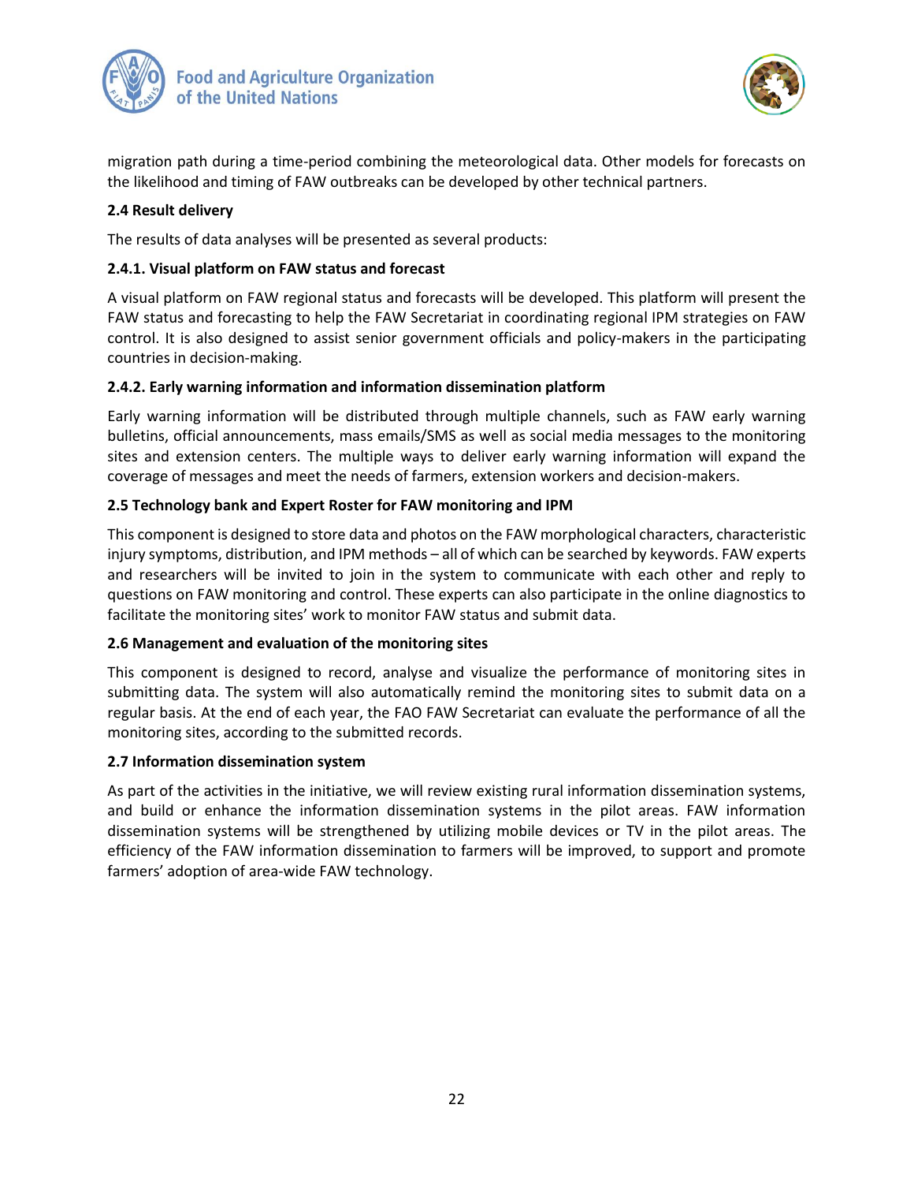migration path during a time-period combining the meteorological data. Other models for forecasts on the likelihood and timing of FAW outbreaks can be developed by other technical partners.

### 2.4 Result delivery

The results of data analyses will be presented as several products:

#### 2.4.1. Visual platform on FAW status and forecast

A visual platform on FAW regional status and forecasts will be developed. This platform will present the FAW status and forecasting to help the FAW Secretariat in coordinating regional IPM strategies on FAW control. It is also designed to assist senior government officials and policy-makers in the participating countries in decision-making.

#### 2.4.2. Early warning information and information dissemination platform

Early warning information will be distributed through multiple channels, such as FAW early warning bulletins, official announcements, mass emails/SMS as well as social media messages to the monitoring sites and extension centers. The multiple ways to deliver early warning information will expand the coverage of messages and meet the needs of farmers, extension workers and decision-makers.

### 2.5 Technology bank and Expert Roster for FAW monitoring and IPM

This component is designed to store data and photos on the FAW morphological characters, characteristic injury symptoms, distribution, and IPM methods – all of which can be searched by keywords. FAW experts and researchers will be invited to join in the system to communicate with each other and reply to questions on FAW monitoring and control. These experts can also participate in the online diagnostics to facilitate the monitoring sites' work to monitor FAW status and submit data.

### 2.6 Management and evaluation of the monitoring sites

This component is designed to record, analyse and visualize the performance of monitoring sites in submitting data. The system will also automatically remind the monitoring sites to submit data on a regular basis. At the end of each year, the FAO FAW Secretariat can evaluate the performance of all the monitoring sites, according to the submitted records.

### 2.7 Information dissemination system

As part of the activities in the initiative, we will review existing rural information dissemination systems, and build or enhance the information dissemination systems in the pilot areas. FAW information dissemination systems will be strengthened by utilizing mobile devices or TV in the pilot areas. The efficiency of the FAW information dissemination to farmers will be improved, to support and promote farmers' adoption of area-wide FAW technology.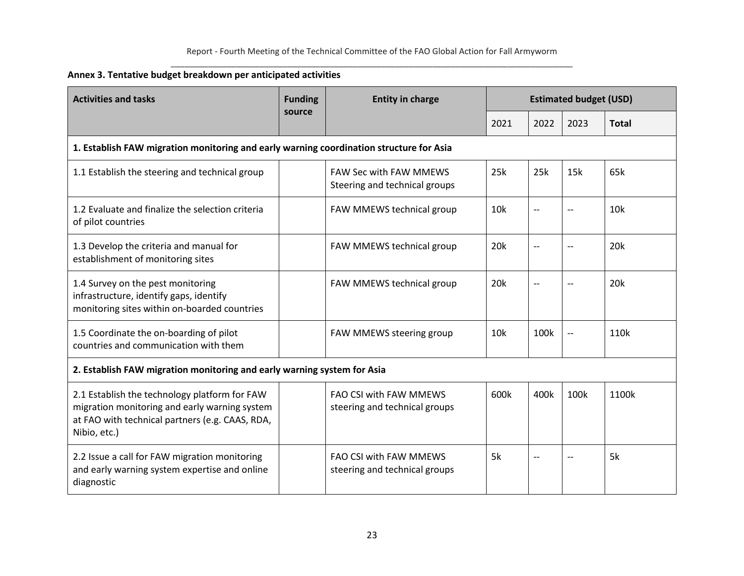**Annex 3. Tentative budget breakdown per anticipated activities**

| Activities and tasks | Funding source | Entity in charge | Estimated budget (USD) | | | |
|---|---|---|---|---|---|---|
| | | | 2021 | 2022 | 2023 | **Total** |
| **1. Establish FAW migration monitoring and early warning coordination structure for Asia** | | | | | | |
| 1.1 Establish the steering and technical group | | FAW Sec with FAW MMEWS Steering and technical groups | 25k | 25k | 15k | 65k |
| 1.2 Evaluate and finalize the selection criteria of pilot countries | | FAW MMEWS technical group | 10k | -- | -- | 10k |
| 1.3 Develop the criteria and manual for establishment of monitoring sites | | FAW MMEWS technical group | 20k | -- | -- | 20k |
| 1.4 Survey on the pest monitoring infrastructure, identify gaps, identify monitoring sites within on-boarded countries | | FAW MMEWS technical group | 20k | -- | -- | 20k |
| 1.5 Coordinate the on-boarding of pilot countries and communication with them | | FAW MMEWS steering group | 10k | 100k | -- | 110k |
| **2. Establish FAW migration monitoring and early warning system for Asia** | | | | | | |
| 2.1 Establish the technology platform for FAW migration monitoring and early warning system at FAO with technical partners (e.g. CAAS, RDA, Nibio, etc.) | | FAO CSI with FAW MMEWS steering and technical groups | 600k | 400k | 100k | 1100k |
| 2.2 Issue a call for FAW migration monitoring and early warning system expertise and online diagnostic | | FAO CSI with FAW MMEWS steering and technical groups | 5k | -- | -- | 5k |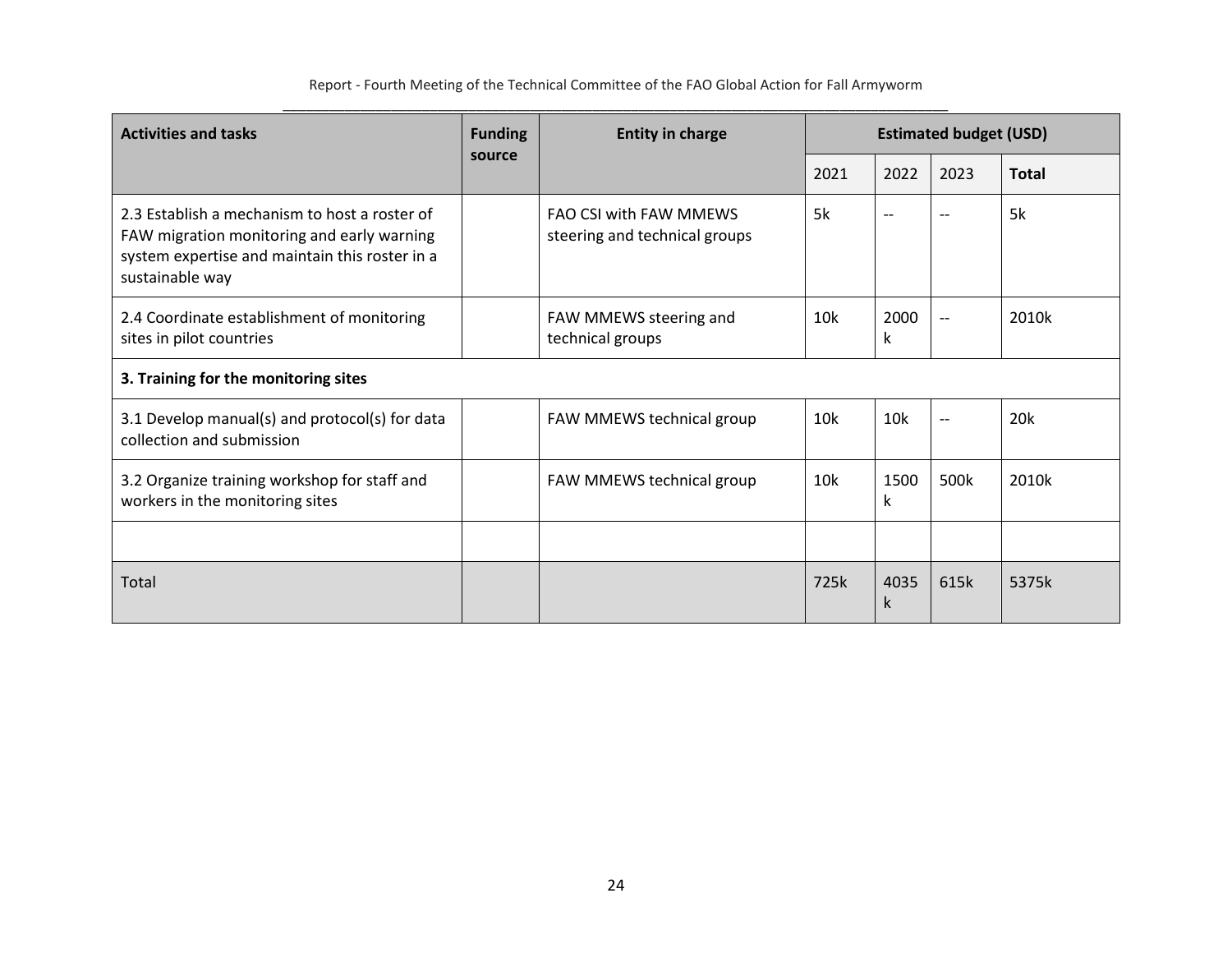| Activities and tasks | Funding source | Entity in charge | Estimated budget (USD) | | | |
|---|---|---|---|---|---|---|
| | | | 2021 | 2022 | 2023 | Total |
| 2.3 Establish a mechanism to host a roster of FAW migration monitoring and early warning system expertise and maintain this roster in a sustainable way | | FAO CSI with FAW MMEWS steering and technical groups | 5k | -- | -- | 5k |
| 2.4 Coordinate establishment of monitoring sites in pilot countries | | FAW MMEWS steering and technical groups | 10k | 2000k | -- | 2010k |
| **3. Training for the monitoring sites** | | | | | | |
| 3.1 Develop manual(s) and protocol(s) for data collection and submission | | FAW MMEWS technical group | 10k | 10k | -- | 20k |
| 3.2 Organize training workshop for staff and workers in the monitoring sites | | FAW MMEWS technical group | 10k | 1500k | 500k | 2010k |
| | | | | | | |
| Total | | | 725k | 4035k | 615k | 5375k |